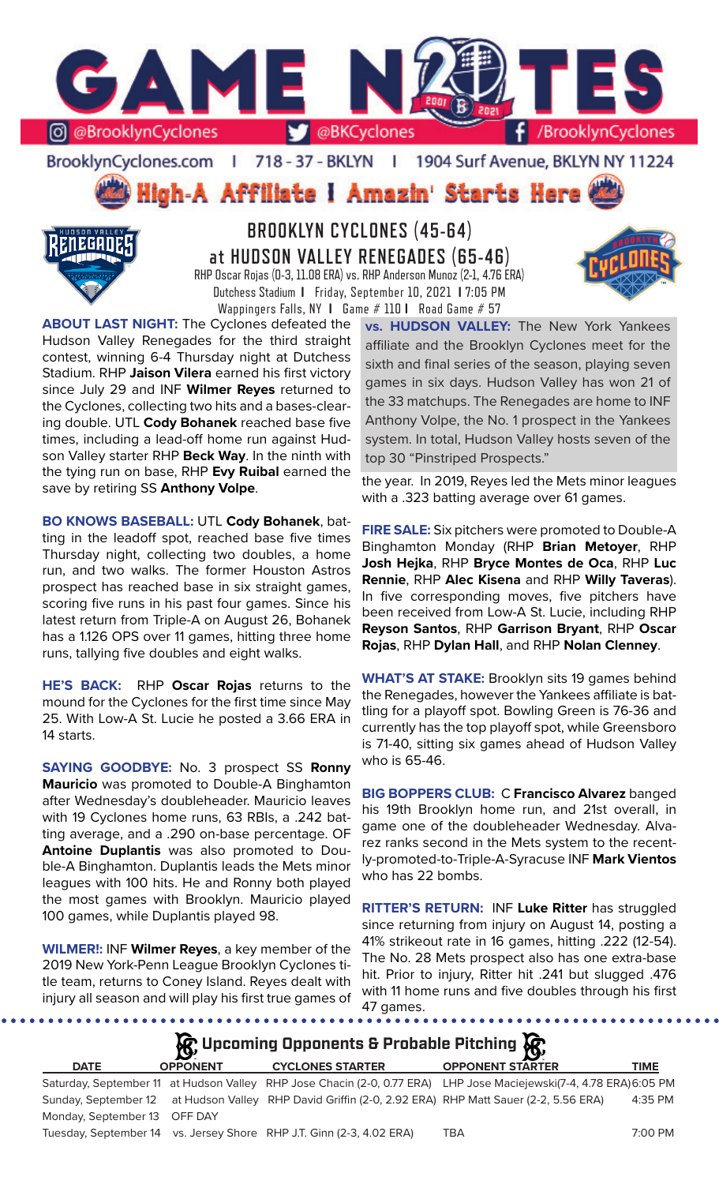# GAME NOTES

@BrooklynCyclones | @BKCyclones | /BrooklynCyclones

BrooklynCyclones.com | 718-37-BKLYN | 1904 Surf Avenue, BKLYN NY 11224

**High-A Affiliate | Amazin' Starts Here**

## BROOKLYN CYCLONES (45-64)
## at HUDSON VALLEY RENEGADES (65-46)

RHP Oscar Rojas (0-3, 11.08 ERA) vs. RHP Anderson Munoz (2-1, 4.76 ERA)
Dutchess Stadium | Friday, September 10, 2021 | 7:05 PM
Wappingers Falls, NY | Game # 110 | Road Game # 57

**ABOUT LAST NIGHT:** The Cyclones defeated the Hudson Valley Renegades for the third straight contest, winning 6-4 Thursday night at Dutchess Stadium. RHP **Jaison Vilera** earned his first victory since July 29 and INF **Wilmer Reyes** returned to the Cyclones, collecting two hits and a bases-clearing double. UTL **Cody Bohanek** reached base five times, including a lead-off home run against Hudson Valley starter RHP **Beck Way**. In the ninth with the tying run on base, RHP **Evy Ruibal** earned the save by retiring SS **Anthony Volpe**.

**BO KNOWS BASEBALL:** UTL **Cody Bohanek**, batting in the leadoff spot, reached base five times Thursday night, collecting two doubles, a home run, and two walks. The former Houston Astros prospect has reached base in six straight games, scoring five runs in his past four games. Since his latest return from Triple-A on August 26, Bohanek has a 1.126 OPS over 11 games, hitting three home runs, tallying five doubles and eight walks.

**HE'S BACK:** RHP **Oscar Rojas** returns to the mound for the Cyclones for the first time since May 25. With Low-A St. Lucie he posted a 3.66 ERA in 14 starts.

**SAYING GOODBYE:** No. 3 prospect SS **Ronny Mauricio** was promoted to Double-A Binghamton after Wednesday's doubleheader. Mauricio leaves with 19 Cyclones home runs, 63 RBIs, a .242 batting average, and a .290 on-base percentage. OF **Antoine Duplantis** was also promoted to Double-A Binghamton. Duplantis leads the Mets minor leagues with 100 hits. He and Ronny both played the most games with Brooklyn. Mauricio played 100 games, while Duplantis played 98.

**WILMER!:** INF **Wilmer Reyes**, a key member of the 2019 New York-Penn League Brooklyn Cyclones title team, returns to Coney Island. Reyes dealt with injury all season and will play his first true games of the year. In 2019, Reyes led the Mets minor leagues with a .323 batting average over 61 games.

**vs. HUDSON VALLEY:** The New York Yankees affiliate and the Brooklyn Cyclones meet for the sixth and final series of the season, playing seven games in six days. Hudson Valley has won 21 of the 33 matchups. The Renegades are home to INF Anthony Volpe, the No. 1 prospect in the Yankees system. In total, Hudson Valley hosts seven of the top 30 "Pinstriped Prospects."

**FIRE SALE:** Six pitchers were promoted to Double-A Binghamton Monday (RHP **Brian Metoyer**, RHP **Josh Hejka**, RHP **Bryce Montes de Oca**, RHP **Luc Rennie**, RHP **Alec Kisena** and RHP **Willy Taveras**). In five corresponding moves, five pitchers have been received from Low-A St. Lucie, including RHP **Reyson Santos**, RHP **Garrison Bryant**, RHP **Oscar Rojas**, RHP **Dylan Hall**, and RHP **Nolan Clenney**.

**WHAT'S AT STAKE:** Brooklyn sits 19 games behind the Renegades, however the Yankees affiliate is battling for a playoff spot. Bowling Green is 76-36 and currently has the top playoff spot, while Greensboro is 71-40, sitting six games ahead of Hudson Valley who is 65-46.

**BIG BOPPERS CLUB:** C **Francisco Alvarez** banged his 19th Brooklyn home run, and 21st overall, in game one of the doubleheader Wednesday. Alvarez ranks second in the Mets system to the recently-promoted-to-Triple-A-Syracuse INF **Mark Vientos** who has 22 bombs.

**RITTER'S RETURN:** INF **Luke Ritter** has struggled since returning from injury on August 14, posting a 41% strikeout rate in 16 games, hitting .222 (12-54). The No. 28 Mets prospect also has one extra-base hit. Prior to injury, Ritter hit .241 but slugged .476 with 11 home runs and five doubles through his first 47 games.

## Upcoming Opponents & Probable Pitching

| DATE | OPPONENT | CYCLONES STARTER | OPPONENT STARTER | TIME |
|---|---|---|---|---|
| Saturday, September 11 | at Hudson Valley | RHP Jose Chacin (2-0, 0.77 ERA) | LHP Jose Maciejewski(7-4, 4.78 ERA) | 6:05 PM |
| Sunday, September 12 | at Hudson Valley | RHP David Griffin (2-0, 2.92 ERA) | RHP Matt Sauer (2-2, 5.56 ERA) | 4:35 PM |
| Monday, September 13 | OFF DAY | | | |
| Tuesday, September 14 | vs. Jersey Shore | RHP J.T. Ginn (2-3, 4.02 ERA) | TBA | 7:00 PM |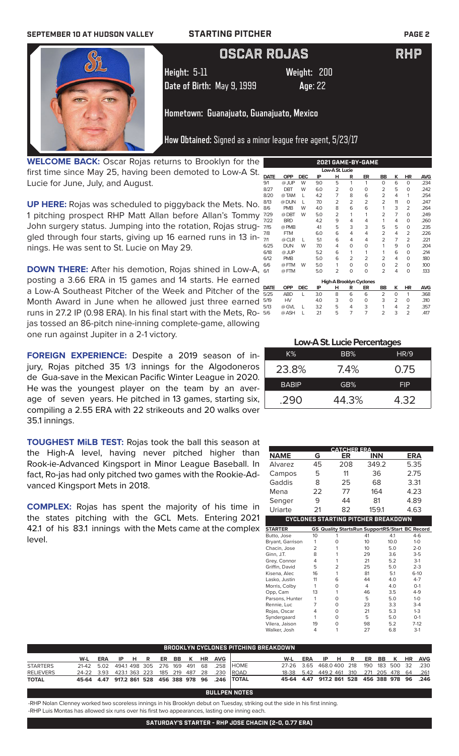SEPTEMBER 10 AT HUDSON VALLEY **STARTING PITCHER**

# OSCAR ROJAS RHP

**Height:** 5-11 **Weight:** 200

**Date of Birth:** May 9, 1999 **Age:** 22

**Hometown:** Guanajuato, Guanajuato, Mexico

**How Obtained:** Signed as a minor league free agent, 5/23/17

**WELCOME BACK:** Oscar Rojas returns to Brooklyn for the first time since May 25, having been demoted to Low-A St. Lucie for June, July, and August.

**UP HERE:** Rojas was scheduled to piggyback the Mets. No. 1 pitching prospect RHP Matt Allan before Allan's Tommy John surgery status. Jumping into the rotation, Rojas struggled through four starts, giving up 16 earned runs in 13 innings. He was sent to St. Lucie on May 29.

**DOWN THERE:** After his demotion, Rojas shined in Low-A, posting a 3.66 ERA in 15 games and 14 starts. He earned a Low-A Southeast Pitcher of the Week and Pitcher of the Month Award in June when he allowed just three earned runs in 27.2 IP (0.98 ERA). In his final start with the Mets, Rojas tossed an 86-pitch nine-inning complete-game, allowing one run against Jupiter in a 2-1 victory.

**FOREIGN EXPERIENCE:** Despite a 2019 season of injury, Rojas pitched 35 1/3 innings for the Algodoneros de Gua-save in the Mexican Pacific Winter League in 2020. He was the youngest player on the team by an average of seven years. He pitched in 13 games, starting six, compiling a 2.55 ERA with 22 strikeouts and 20 walks over 35.1 innings.

**TOUGHEST MiLB TEST:** Rojas took the ball this season at the High-A level, having never pitched higher than Rook-ie-Advanced Kingsport in Minor League Baseball. In fact, Ro-jas had only pitched two games with the Rookie-Advanced Kingsport Mets in 2018.

**COMPLEX:** Rojas has spent the majority of his time in the states pitching with the GCL Mets. Entering 2021 42.1 of his 83.1 innings with the Mets came at the complex level.

**2021 GAME-BY-GAME**

| DATE | OPP | DEC | IP | H | R | ER | BB | K | HR | AVG |
|---|---|---|---|---|---|---|---|---|---|---|
| **Low-A St. Lucie** | | | | | | | | | | |
| 9/1 | @ JUP | W | 9.0 | 5 | 1 | 1 | 0 | 6 | 0 | .234 |
| 8/27 | DBT | W | 6.0 | 2 | 0 | 0 | 2 | 5 | 0 | .242 |
| 8/20 | @ TAM | L | 4.2 | 7 | 8 | 6 | 2 | 4 | 1 | .254 |
| 8/13 | @ DUN | L | 7.0 | 2 | 2 | 2 | 2 | 11 | 0 | .247 |
| 8/6 | PMB | W | 4.0 | 8 | 6 | 6 | 1 | 3 | 2 | .264 |
| 7/29 | @ DBT | W | 5.0 | 2 | 1 | 1 | 2 | 7 | 0 | .249 |
| 7/22 | BRD | | 4.2 | 9 | 4 | 4 | 1 | 4 | 0 | .260 |
| 7/15 | @ PMB | | 4.1 | 5 | 3 | 3 | 5 | 5 | 0 | .235 |
| 7/8 | FTM | | 6.0 | 6 | 4 | 4 | 2 | 4 | 2 | .226 |
| 7/1 | @ CLR | L | 5.1 | 6 | 4 | 4 | 2 | 7 | 2 | .221 |
| 6/25 | DUN | W | 7.0 | 4 | 0 | 0 | 1 | 9 | 0 | .204 |
| 6/18 | @ JUP | | 5.2 | 6 | 1 | 1 | 1 | 6 | 0 | .214 |
| 6/12 | PMB | | 5.0 | 6 | 2 | 2 | 2 | 4 | 0 | .180 |
| 6/6 | @ FTM | W | 5.0 | 1 | 0 | 0 | 0 | 2 | 0 | .100 |
| 6/1 | @ FTM | | 5.0 | 2 | 0 | 0 | 2 | 4 | 0 | .133 |
| **High-A Brooklyn Cyclones** | | | | | | | | | | |
| 5/25 | ABD | L | 3.0 | 8 | 6 | 6 | 2 | 0 | 1 | .368 |
| 5/19 | HV | | 4.0 | 3 | 0 | 0 | 3 | 2 | 0 | .310 |
| 5/13 | @ GVL | L | 3.2 | 5 | 4 | 3 | 1 | 4 | 2 | .357 |
| 5/6 | @ ASH | L | 2.1 | 5 | 7 | 7 | 2 | 3 | 2 | .417 |

**Low-A St. Lucie Percentages**

| K% | BB% | HR/9 |
|---|---|---|
| 23.8% | 7.4% | 0.75 |
| **BABIP** | **GB%** | **FIP** |
| .290 | 44.3% | 4.32 |

**CATCHER ERA**

| NAME | G | ER | INN | ERA |
|---|---|---|---|---|
| Alvarez | 45 | 208 | 349.2 | 5.35 |
| Campos | 5 | 11 | 36 | 2.75 |
| Gaddis | 8 | 25 | 68 | 3.31 |
| Mena | 22 | 77 | 164 | 4.23 |
| Senger | 9 | 44 | 81 | 4.89 |
| Uriarte | 21 | 82 | 159.1 | 4.63 |

**CYCLONES STARTING PITCHER BREAKDOWN**

| STARTER | GS | Quality Starts | Run Support | RS/Start | BC Record |
|---|---|---|---|---|---|
| Butto, Jose | 10 | 1 | 41 | 4.1 | 4-6 |
| Bryant, Garrison | 1 | 0 | 10 | 10.0 | 1-0 |
| Chacin, Jose | 2 | 1 | 10 | 5.0 | 2-0 |
| Ginn, J.T. | 8 | 1 | 29 | 3.6 | 3-5 |
| Grey, Connor | 4 | 1 | 21 | 5.2 | 3-1 |
| Griffin, David | 5 | 2 | 25 | 5.0 | 2-3 |
| Kisena, Alec | 16 | 1 | 81 | 5.1 | 6-10 |
| Lasko, Justin | 11 | 6 | 44 | 4.0 | 4-7 |
| Morris, Colby | 1 | 0 | 4 | 4.0 | 0-1 |
| Opp, Cam | 13 | 1 | 46 | 3.5 | 4-9 |
| Parsons, Hunter | 1 | 0 | 5 | 5.0 | 1-0 |
| Rennie, Luc | 7 | 0 | 23 | 3.3 | 3-4 |
| Rojas, Oscar | 4 | 0 | 21 | 5.3 | 1-3 |
| Syndergaard | 1 | 0 | 5 | 5.0 | 0-1 |
| Vilera, Jaison | 19 | 0 | 98 | 5.2 | 7-12 |
| Walker, Josh | 4 | 1 | 27 | 6.8 | 3-1 |

**BROOKLYN CYCLONES PITCHING BREAKDOWN**

| | W-L | ERA | IP | H | R | ER | BB | K | HR | AVG |
|---|---|---|---|---|---|---|---|---|---|---|
| STARTERS | 21-42 | 5.02 | 494.1 | 498 | 305 | 276 | 169 | 491 | 68 | .258 |
| RELIEVERS | 24-22 | 3.93 | 423.1 | 363 | 223 | 185 | 219 | 487 | 28 | .230 |
| TOTAL | 45-64 | 4.47 | 917.2 | 861 | 528 | 456 | 388 | 978 | 96 | .246 |

| | W-L | ERA | IP | H | R | ER | BB | K | HR | AVG |
|---|---|---|---|---|---|---|---|---|---|---|
| HOME | 27-26 | 3.65 | 468.0 | 400 | 218 | 190 | 183 | 500 | 32 | .230 |
| ROAD | 18-38 | 5.42 | 449.2 | 461 | 310 | 271 | 205 | 478 | 64 | .261 |
| TOTAL | 45-64 | 4.47 | 917.2 | 861 | 528 | 456 | 388 | 978 | 96 | .246 |

**BULLPEN NOTES**

-RHP Nolan Clenney worked two scoreless innings in his Brooklyn debut on Tuesday, striking out the side in his first inning.

-RHP Luis Montas has allowed six runs over his first two appearances, lasting one inning each.

**SATURDAY'S STARTER - RHP JOSE CHACIN (2-0, 0.77 ERA)**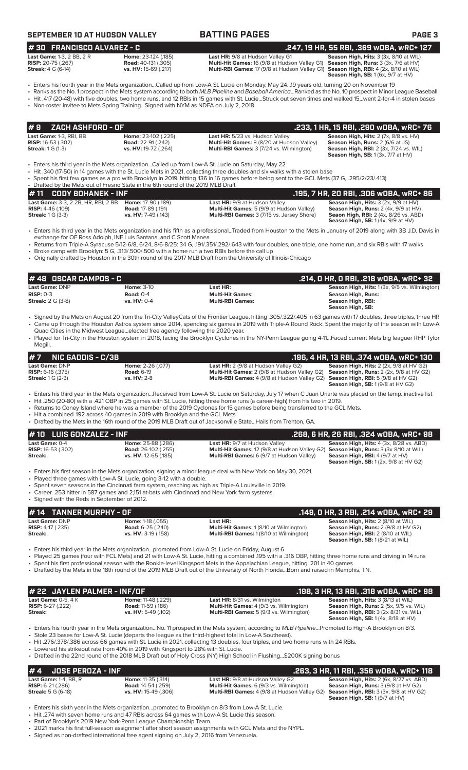## SEPTEMBER 10 AT HUDSON VALLEY — BATTING PAGES

### # 30 FRANCISCO ALVAREZ - C — .247, 19 HR, 55 RBI, .369 wOBA, wRC+ 127

| | | | |
|---|---|---|---|
| **Last Game:** 1-3, 2 BB, 2 R | **Home:** 23-124 (.185) | **Last HR:** 9/8 at Hudson Valley G1 | **Season High, Hits:** 3 (3x, 8/10 at WIL) |
| **RISP:** 20-75 (.267) | **Road:** 40-131 (.305) | **Multi-Hit Games:** 16 (9/8 at Hudson Valley G1) | **Season High, Runs:** 3 (3x, 7/6 at HV) |
| **Streak:** 4 G (6-14) | **vs. HV:** 15-69 (.217) | **Multi-RBI Games:** 17 (9/8 at Hudson Valley G1) | **Season High, RBI:** 4 (2x, 8/10 at WIL) |
| | | | **Season High, SB:** 1 (6x, 9/7 at HV) |

- Enters his fourth year in the Mets organization...Called up from Low-A St. Lucie on Monday, May 24...19 years old, turning 20 on November 19
- Ranks as the No. 1 prospect in the Mets system according to both *MLB Pipeline* and *Baseball America*...Ranked as the No. 10 prospect in Minor League Baseball.
- Hit .417 (20-48) with five doubles, two home runs, and 12 RBIs in 15 games with St. Lucie...Struck out seven times and walked 15...went 2-for-4 in stolen bases
- Non-roster invitee to Mets Spring Training...Signed with NYM as NDFA on July 2, 2018

### # 9 ZACH ASHFORD - OF — .233, 1 HR, 15 RBI, .290 wOBA, wRC+ 76

| | | | |
|---|---|---|---|
| **Last Game:** 1-3, RBI, BB | **Home:** 23-102 (.225) | **Last HR:** 5/23 vs. Hudson Valley | **Season High, Hits:** 2 (7x, 8/8 vs. HV) |
| **RISP:** 16-53 (.302) | **Road:** 22-91 (.242) | **Multi-Hit Games:** 8 (8/20 at Hudson Valley) | **Season High, Runs:** 2 (6/6 at JS) |
| **Streak:** 1 G (1-3) | **vs. HV:** 19-72 (.264) | **Multi-RBI Games:** 3 (7/24 vs. Wilmington) | **Season High, RBI:** 2 (3x, 7/24 vs. WIL) |
| | | | **Season High, SB:** 1 (3x, 7/7 at HV) |

- Enters his third year in the Mets organization...Called up from Low-A St. Lucie on Saturday, May 22
- Hit .340 (17-50) in 14 games with the St. Lucie Mets in 2021, collecting three doubles and six walks with a stolen base
- Spent his first few games as a pro with Brooklyn in 2019, hitting .136 in 16 games before being sent to the GCL Mets (37 G, .295/2/23/.413)
- Drafted by the Mets out of Fresno State in the 6th round of the 2019 MLB Draft

### # 11 CODY BOHANEK - INF — .195, 7 HR, 20 RBI, .306 wOBA, wRC+ 86

| | | | |
|---|---|---|---|
| **Last Game:** 3-3, 2 2B, HR, RBI, 2 BB | **Home:** 17-90 (.189) | **Last HR:** 9/9 at Hudson Valley | **Season High, Hits:** 3 (2x, 9/9 at HV) |
| **RISP:** 4-46 (.109) | **Road:** 17-89 (.191) | **Multi-Hit Games:** 5 (9/9 at Hudson Valley) | **Season High, Runs:** 2 (4x, 9/9 at HV) |
| **Streak:** 1 G (3-3) | **vs. HV:** 7-49 (.143) | **Multi-RBI Games:** 3 (7/15 vs. Jersey Shore) | **Season High, RBI:** 2 (4x, 8/26 vs. ABD) |
| | | | **Season High, SB:** 1 (4x, 9/9 at HV) |

- Enters his third year in the Mets organization and his fifth as a professional...Traded from Houston to the Mets in January of 2019 along with 3B J.D. Davis in exchange for OF Ross Adolph, INF Luis Santana, and C Scott Manea
- Returns from Triple-A Syracuse 5/12-6/8, 6/24, 8/6-8/25: 34 G, .191/.351/.292/.643 with four doubles, one triple, one home run, and six RBIs with 17 walks
- Broke camp with Brooklyn: 5 G, .313/.500/.500 with a home run a two RBIs before the call up
- Originally drafted by Houston in the 30th round of the 2017 MLB Draft from the University of Illinois-Chicago

### # 48 OSCAR CAMPOS - C — .214, 0 HR, 0 RBI, .218 wOBA, wRC+ 32

| | | | |
|---|---|---|---|
| **Last Game:** DNP | **Home:** 3-10 | **Last HR:** | **Season High, Hits:** 1 (3x, 9/5 vs. Wilmington) |
| **RISP:** 0-3 | **Road:** 0-4 | **Multi-Hit Games:** | **Season High, Runs:** |
| **Streak:** 2 G (3-8) | **vs. HV:** 0-4 | **Multi-RBI Games:** | **Season High, RBI:** |
| | | | **Season High, SB:** |

- Signed by the Mets on August 20 from the Tri-City ValleyCats of the Frontier League, hitting .305/.322/.405 in 63 games with 17 doubles, three triples, three HR
- Came up through the Houston Astros system since 2014, spending six games in 2019 with Triple-A Round Rock. Spent the majority of the season with Low-A Quad Cities in the Midwest League...elected free agency following the 2020 year.
- Played for Tri-City in the Houston system in 2018, facing the Brooklyn Cyclones in the NY-Penn League going 4-11...Faced current Mets big leaguer RHP Tylor Megill.

### # 7 NIC GADDIS - C/3B — .196, 4 HR, 13 RBI, .374 wOBA, wRC+ 130

| | | | |
|---|---|---|---|
| **Last Game:** DNP | **Home:** 2-26 (.077) | **Last HR:** 2 (9/8 at Hudson Valley G2) | **Season High, Hits:** 2 (2x, 9/8 at HV G2) |
| **RISP:** 6-16 (.375) | **Road:** 6-19 | **Multi-Hit Games:** 2 (9/8 at Hudson Valley G2) | **Season High, Runs:** 2 (2x, 9/8 at HV G2) |
| **Streak:** 1 G (2-3) | **vs. HV:** 2-8 | **Multi-RBI Games:** 4 (9/8 at Hudson Valley G2) | **Season High, RBI:** 5 (9/8 at HV G2) |
| | | | **Season High, SB:** 1 (9/8 at HV G2) |

- Enters his third year in the Mets organization...Received from Low-A St. Lucie on Saturday, July 17 when C Juan Uriarte was placed on the temp. inactive list
- Hit .250 (20-80) with a .421 OBP in 25 games with St. Lucie, hitting three home runs (a career-high) from his two in 2019.
- Returns to Coney Island where he was a member of the 2019 Cyclones for 15 games before being transferred to the GCL Mets.
- Hit a combined .192 across 40 games in 2019 with Brooklyn and the GCL Mets
- Drafted by the Mets in the 16th round of the 2019 MLB Draft out of Jacksonville State...Hails from Trenton, GA.

### # 10 LUIS GONZALEZ - INF — .268, 6 HR, 26 RBI, .324 wOBA, wRC+ 98

| | | | |
|---|---|---|---|
| **Last Game:** 0-4 | **Home:** 25-88 (.286) | **Last HR:** 9/7 at Hudson Valley | **Season High, Hits:** 4 (3x, 8/28 vs. ABD) |
| **RISP:** 16-53 (.302) | **Road:** 26-102 (.255) | **Multi-Hit Games:** 12 (9/8 at Hudson Valley G2) | **Season High, Runs:** 3 (3x 8/10 at WIL) |
| **Streak:** | **vs. HV:** 12-65 (.185) | **Multi-RBI Games:** 6 (9/7 at Hudson Valley) | **Season High, RBI:** 4 (9/7 at HV) |
| | | | **Season High, SB:** 1 (2x, 9/8 at HV G2) |

- Enters his first season in the Mets organization, signing a minor league deal with New York on May 30, 2021.
- Played three games with Low-A St. Lucie, going 3-12 with a double.
- Spent seven seasons in the Cincinnati farm system, reaching as high as Triple-A Louisville in 2019.
- Career .253 hitter in 587 games and 2,151 at-bats with Cincinnati and New York farm systems.
- Signed with the Reds in September of 2012.

### # 14 TANNER MURPHY - OF — .149, 0 HR, 3 RBI, .214 wOBA, wRC+ 29

| | | | |
|---|---|---|---|
| **Last Game:** DNP | **Home:** 1-18 (.055) | **Last HR:** | **Season High, Hits:** 2 (8/10 at WIL) |
| **RISP:** 4-17 (.235) | **Road:** 6-25 (.240) | **Multi-Hit Games:** 1 (8/10 at Wilmington) | **Season High, Runs:** 2 (9/8 at HV G2) |
| **Streak:** | **vs. HV:** 3-19 (.158) | **Multi-RBI Games:** 1 (8/10 at Wilmington) | **Season High, RBI:** 2 (8/10 at WIL) |
| | | | **Season High, SB:** 1 (8/21 at WIL) |

- Enters his third year in the Mets organization...promoted from Low-A St. Lucie on Friday, August 6
- Played 25 games (four with FCL Mets) and 21 with Low-A St. Lucie, hitting a combined .195 with a .316 OBP, hitting three home runs and driving in 14 runs
- Spent his first professional season with the Rookie-level Kingsport Mets in the Appalachian League, hitting .201 in 40 games
- Drafted by the Mets in the 18th round of the 2019 MLB Draft out of University of North Florida...Born and raised in Memphis, TN.

### # 22 JAYLEN PALMER - INF/OF — .198, 3 HR, 13 RBI, .318 wOBA, wRC+ 98

| | | | |
|---|---|---|---|
| **Last Game:** 0-5, 4 K | **Home:** 11-48 (.229) | **Last HR:** 8/31 vs. Wilmington | **Season High, Hits:** 3 (8/13 at WIL) |
| **RISP:** 6-27 (.222) | **Road:** 11-59 (.186) | **Multi-Hit Games:** 4 (9/3 vs. Wilmington) | **Season High, Runs:** 2 (5x, 9/5 vs. WIL) |
| **Streak:** | **vs. HV:** 5-49 (.102) | **Multi-RBI Games:** 5 (9/3 vs. Wilmington) | **Season High, RBI:** 3 (2x 8/31 vs. WIL) |
| | | | **Season High, SB:** 1 (4x, 8/18 at HV) |

- Enters his fourth year in the Mets organization...No. 11 prospect in the Mets system, according to *MLB Pipeline*...Promoted to High-A Brooklyn on 8/3.
- Stole 23 bases for Low-A St. Lucie (departs the league as the third-highest total in Low-A Southeast).
- Hit .276/.378/.386 across 66 games with St. Lucie in 2021, collecting 13 doubles, four triples, and two home runs with 24 RBIs.
- Lowered his strikeout rate from 40% in 2019 with Kingsport to 28% with St. Lucie.
- Drafted in the 22nd round of the 2018 MLB Draft out of Holy Cross (NY) High School in Flushing...$200K signing bonus

### # 4 JOSE PEROZA - INF — .263, 3 HR, 11 RBI, .356 wOBA, wRC+ 118

| | | | |
|---|---|---|---|
| **Last Game:** 1-4, BB, R | **Home:** 11-35 (.314) | **Last HR:** 9/8 at Hudson Valley G2 | **Season High, Hits:** 2 (6x, 8/27 vs. ABD) |
| **RISP:** 6-21 (.286) | **Road:** 14-54 (.259) | **Multi-Hit Games:** 6 (9/3 vs. Wilmington) | **Season High, Runs:** 3 (9/8 at HV G2) |
| **Streak:** 5 G (6-18) | **vs. HV:** 15-49 (.306) | **Multi-RBI Games:** 4 (9/8 at Hudson Valley G2) | **Season High, RBI:** 3 (3x, 9/8 at HV G2) |
| | | | **Season High, SB:** 1 (9/7 at HV) |

- Enters his sixth year in the Mets organization...promoted to Brooklyn on 8/3 from Low-A St. Lucie.
- Hit .274 with seven home runs and 47 RBIs across 64 games with Low-A St. Lucie this season.
- Part of Brooklyn's 2019 New York-Penn League Championship Team.
- 2021 marks his first full-season assignment after short season assignments with GCL Mets and the NYPL.
- Signed as non-drafted international free agent signing on July 2, 2016 from Venezuela.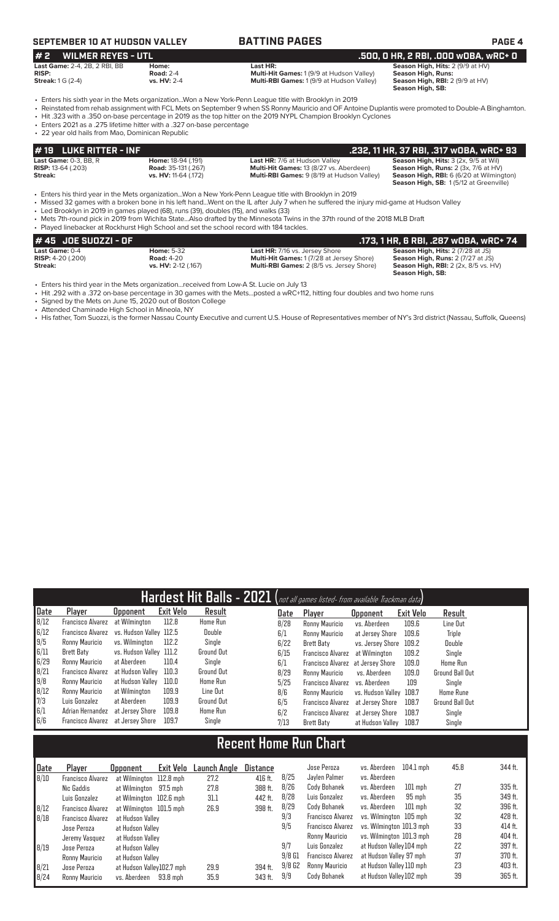## SEPTEMBER 10 AT HUDSON VALLEY — BATTING PAGES

### # 2 WILMER REYES - UTL — .500, 0 HR, 2 RBI, .000 wOBA, wRC+ 0

**Last Game:** 2-4, 2B, 2 RBI, BB
**RISP:**
**Streak:** 1 G (2-4)

**Home:**
**Road:** 2-4
**vs. HV:** 2-4

**Last HR:**
**Multi-Hit Games:** 1 (9/9 at Hudson Valley)
**Multi-RBI Games:** 1 (9/9 at Hudson Valley)

**Season High, Hits:** 2 (9/9 at HV)
**Season High, Runs:**
**Season High, RBI:** 2 (9/9 at HV)
**Season High, SB:**

- Enters his sixth year in the Mets organization...Won a New York-Penn League title with Brooklyn in 2019
- Reinstated from rehab assignment with FCL Mets on September 9 when SS Ronny Mauricio and OF Antoine Duplantis were promoted to Double-A Binghamton.
- Hit .323 with a .350 on-base percentage in 2019 as the top hitter on the 2019 NYPL Champion Brooklyn Cyclones
- Enters 2021 as a .275 lifetime hitter with a .327 on-base percentage
- 22 year old hails from Mao, Dominican Republic

### # 19 LUKE RITTER - INF — .232, 11 HR, 37 RBI, .317 wOBA, wRC+ 93

**Last Game:** 0-3, BB, R
**RISP:** 13-64 (.203)
**Streak:**

**Home:** 18-94 (.191)
**Road:** 35-131 (.267)
**vs. HV:** 11-64 (.172)

**Last HR:** 7/6 at Hudson Valley
**Multi-Hit Games:** 13 (8/27 vs. Aberdeen)
**Multi-RBI Games:** 9 (8/19 at Hudson Valley)

**Season High, Hits:** 3 (2x, 9/5 at Wil)
**Season High, Runs:** 2 (3x, 7/6 at HV)
**Season High, RBI:** 6 (6/20 at Wilmington)
**Season High, SB:** 1 (5/12 at Greenville)

- Enters his third year in the Mets organization...Won a New York-Penn League title with Brooklyn in 2019
- Missed 32 games with a broken bone in his left hand...Went on the IL after July 7 when he suffered the injury mid-game at Hudson Valley
- Led Brooklyn in 2019 in games played (68), runs (39), doubles (15), and walks (33)
- Mets 7th-round pick in 2019 from Wichita State...Also drafted by the Minnesota Twins in the 37th round of the 2018 MLB Draft
- Played linebacker at Rockhurst High School and set the school record with 184 tackles.

### # 45 JOE SUOZZI - OF — .173, 1 HR, 6 RBI, .287 wOBA, wRC+ 74

**Last Game:** 0-4
**RISP:** 4-20 (.200)
**Streak:**

**Home:** 5-32
**Road:** 4-20
**vs. HV:** 2-12 (.167)

**Last HR:** 7/16 vs. Jersey Shore
**Multi-Hit Games:** 1 (7/28 at Jersey Shore)
**Multi-RBI Games:** 2 (8/5 vs. Jersey Shore)

**Season High, Hits:** 2 (7/28 at JS)
**Season High, Runs:** 2 (7/27 at JS)
**Season High, RBI:** 2 (2x, 8/5 vs. HV)
**Season High, SB:**

- Enters his third year in the Mets organization...received from Low-A St. Lucie on July 13
- Hit .292 with a .372 on-base percentage in 30 games with the Mets...posted a wRC+112, hitting four doubles and two home runs
- Signed by the Mets on June 15, 2020 out of Boston College
- Attended Chaminade High School in Mineola, NY
- His father, Tom Suozzi, is the former Nassau County Executive and current U.S. House of Representatives member of NY's 3rd district (Nassau, Suffolk, Queens)

## Hardest Hit Balls - 2021 (not all games listed- from available Trackman data)

| Date | Player | Opponent | Exit Velo | Result |
|---|---|---|---|---|
| 8/12 | Francisco Alvarez | at Wilmington | 112.8 | Home Run |
| 6/12 | Francisco Alvarez | vs. Hudson Valley | 112.5 | Double |
| 9/5 | Ronny Mauricio | vs. Wilmington | 112.2 | Single |
| 6/11 | Brett Baty | vs. Hudson Valley | 111.2 | Ground Out |
| 6/29 | Ronny Mauricio | at Aberdeen | 110.4 | Single |
| 8/21 | Francisco Alvarez | at Hudson Valley | 110.3 | Ground Out |
| 9/8 | Ronny Mauricio | at Hudson Valley | 110.0 | Home Run |
| 8/12 | Ronny Mauricio | at Wilmington | 109.9 | Line Out |
| 7/3 | Luis Gonzalez | at Aberdeen | 109.9 | Ground Out |
| 6/1 | Adrian Hernandez | at Jersey Shore | 109.8 | Home Run |
| 6/6 | Francisco Alvarez | at Jersey Shore | 109.7 | Single |
| 8/28 | Ronny Mauricio | vs. Aberdeen | 109.6 | Line Out |
| 6/1 | Ronny Mauricio | at Jersey Shore | 109.6 | Triple |
| 6/22 | Brett Baty | vs. Jersey Shore | 109.2 | Double |
| 6/15 | Francisco Alvarez | at Wilmington | 109.2 | Single |
| 6/1 | Francisco Alvarez | at Jersey Shore | 109.0 | Home Run |
| 8/29 | Ronny Mauricio | vs. Aberdeen | 109.0 | Ground Ball Out |
| 5/25 | Francisco Alvarez | vs. Aberdeen | 109 | Single |
| 8/6 | Ronny Mauricio | vs. Hudson Valley | 108.7 | Home Rune |
| 6/5 | Francisco Alvarez | at Jersey Shore | 108.7 | Ground Ball Out |
| 6/2 | Francisco Alvarez | at Jersey Shore | 108.7 | Single |
| 7/13 | Brett Baty | at Hudson Valley | 108.7 | Single |

## Recent Home Run Chart

| Date | Player | Opponent | Exit Velo | Launch Angle | Distance |
|---|---|---|---|---|---|
| 8/10 | Francisco Alvarez | at Wilmington | 112.8 mph | 27.2 | 416 ft. |
| | Nic Gaddis | at Wilmington | 97.5 mph | 27.8 | 388 ft. |
| | Luis Gonzalez | at Wilmington | 102.6 mph | 31.1 | 442 ft. |
| 8/12 | Francisco Alvarez | at Wilmington | 101.5 mph | 26.9 | 398 ft. |
| 8/18 | Francisco Alvarez | at Hudson Valley | | | |
| | Jose Peroza | at Hudson Valley | | | |
| | Jeremy Vasquez | at Hudson Valley | | | |
| 8/19 | Jose Peroza | at Hudson Valley | | | |
| | Ronny Mauricio | at Hudson Valley | | | |
| 8/21 | Jose Peroza | at Hudson Valley | 102.7 mph | 29.9 | 394 ft. |
| 8/24 | Ronny Mauricio | vs. Aberdeen | 93.8 mph | 35.9 | 343 ft. |
| | Jose Peroza | vs. Aberdeen | 104.1 mph | 45.8 | 344 ft. |
| 8/25 | Jaylen Palmer | vs. Aberdeen | | | |
| 8/26 | Cody Bohanek | vs. Aberdeen | 101 mph | 27 | 335 ft. |
| 8/28 | Luis Gonzalez | vs. Aberdeen | 95 mph | 35 | 349 ft. |
| 8/29 | Cody Bohanek | vs. Aberdeen | 101 mph | 32 | 396 ft. |
| 9/3 | Francisco Alvarez | vs. Wilmington | 105 mph | 32 | 428 ft. |
| 9/5 | Francisco Alvarez | vs. Wilmington | 101.3 mph | 33 | 414 ft. |
| | Ronny Mauricio | vs. Wilmington | 101.3 mph | 28 | 404 ft. |
| 9/7 | Luis Gonzalez | at Hudson Valley | 104 mph | 22 | 397 ft. |
| 9/8 G1 | Francisco Alvarez | at Hudson Valley | 97 mph | 37 | 370 ft. |
| 9/8 G2 | Ronny Mauricio | at Hudson Valley | 110 mph | 23 | 403 ft. |
| 9/9 | Cody Bohanek | at Hudson Valley | 102 mph | 39 | 365 ft. |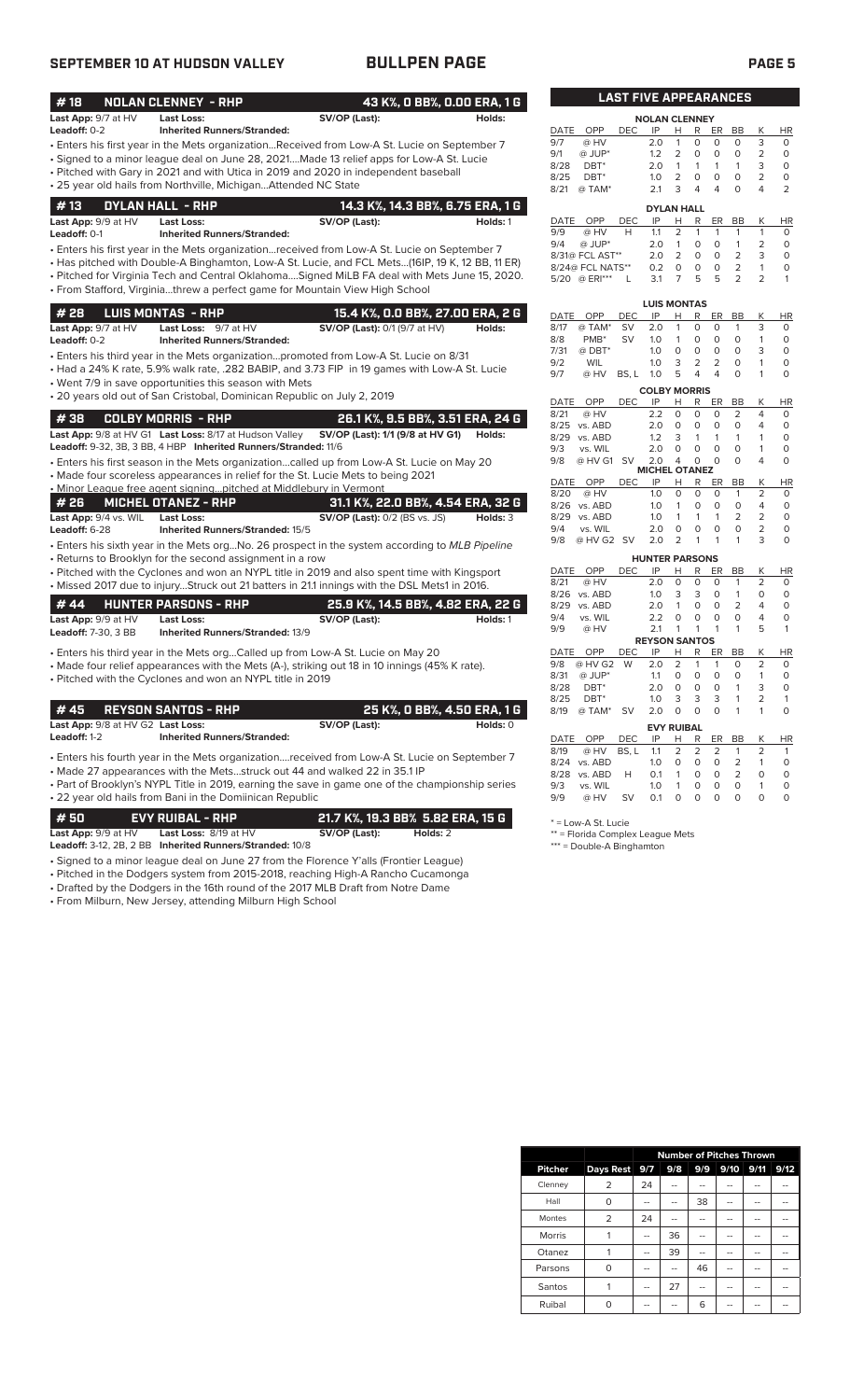# BULLPEN PAGE

SEPTEMBER 10 AT HUDSON VALLEY

## # 18 NOLAN CLENNEY - RHP — 43 K%, 0 BB%, 0.00 ERA, 1 G

**Last App:** 9/7 at HV **Last Loss:** **SV/OP (Last):** **Holds:**
**Leadoff:** 0-2 **Inherited Runners/Stranded:**

- Enters his first year in the Mets organization...Received from Low-A St. Lucie on September 7
- Signed to a minor league deal on June 28, 2021...Made 13 relief apps for Low-A St. Lucie
- Pitched with Gary in 2021 and with Utica in 2019 and 2020 in independent baseball
- 25 year old hails from Northville, Michigan...Attended NC State

## # 13 DYLAN HALL - RHP — 14.3 K%, 14.3 BB%, 6.75 ERA, 1 G

**Last App:** 9/9 at HV **Last Loss:** **SV/OP (Last):** **Holds:** 1
**Leadoff:** 0-1 **Inherited Runners/Stranded:**

- Enters his first year in the Mets organization...received from Low-A St. Lucie on September 7
- Has pitched with Double-A Binghamton, Low-A St. Lucie, and FCL Mets...(16IP, 19 K, 12 BB, 11 ER)
- Pitched for Virginia Tech and Central Oklahoma....Signed MiLB FA deal with Mets June 15, 2020.
- From Stafford, Virginia...threw a perfect game for Mountain View High School

## # 28 LUIS MONTAS - RHP — 15.4 K%, 0.0 BB%, 27.00 ERA, 2 G

**Last App:** 9/7 at HV **Last Loss:** 9/7 at HV **SV/OP (Last):** 0/1 (9/7 at HV) **Holds:**
**Leadoff:** 0-2 **Inherited Runners/Stranded:**

- Enters his third year in the Mets organization...promoted from Low-A St. Lucie on 8/31
- Had a 24% K rate, 5.9% walk rate, .282 BABIP, and 3.73 FIP in 19 games with Low-A St. Lucie
- Went 7/9 in save opportunities this season with Mets
- 20 years old out of San Cristobal, Dominican Republic on July 2, 2019

## # 38 COLBY MORRIS - RHP — 26.1 K%, 9.5 BB%, 3.51 ERA, 24 G

**Last App:** 9/8 at HV G1 **Last Loss:** 8/17 at Hudson Valley **SV/OP (Last):** 1/1 (9/8 at HV G1) **Holds:**
**Leadoff:** 9-32, 3B, 3 BB, 4 HBP **Inherited Runners/Stranded:** 11/6

- Enters his first season in the Mets organization...called up from Low-A St. Lucie on May 20
- Made four scoreless appearances in relief for the St. Lucie Mets to begin 2021
- Minor League free agent signing...pitched at Middlebury in Vermont

## # 26 MICHEL OTANEZ - RHP — 31.1 K%, 22.0 BB%, 4.54 ERA, 32 G

**Last App:** 9/4 vs. WIL **Last Loss:** **SV/OP (Last):** 0/2 (BS vs. JS) **Holds:** 3
**Leadoff:** 6-28 **Inherited Runners/Stranded:** 15/5

- Enters his sixth year in the Mets org...No. 26 prospect in the system according to *MLB Pipeline*
- Returns to Brooklyn for the second assignment in a row
- Pitched with the Cyclones and won an NYPL title in 2019 and also spent time with Kingsport
- Missed 2017 due to injury...Struck out 21 batters in 21.1 innings with the DSL Mets1 in 2016.

## # 44 HUNTER PARSONS - RHP — 25.9 K%, 14.5 BB%, 4.82 ERA, 22 G

**Last App:** 9/9 at HV **Last Loss:** **SV/OP (Last):** **Holds:** 1
**Leadoff:** 7-30, 3 BB **Inherited Runners/Stranded:** 13/9

- Enters his third year in the Mets org...Called up from Low-A St. Lucie on May 20
- Made four relief appearances with the Mets (A-), striking out 18 in 10 innings (45% K rate).
- Pitched with the Cyclones and won an NYPL title in 2019

## # 45 REYSON SANTOS - RHP — 25 K%, 0 BB%, 4.50 ERA, 1 G

**Last App:** 9/8 at HV G2 **Last Loss:** **SV/OP (Last):** **Holds:** 0
**Leadoff:** 1-2 **Inherited Runners/Stranded:**

- Enters his fourth year in the Mets organization....received from Low-A St. Lucie on September 7
- Made 27 appearances with the Mets...struck out 44 and walked 22 in 35.1 IP
- Part of Brooklyn's NYPL Title in 2019, earning the save in game one of the championship series
- 22 year old hails from Bani in the Domiinican Republic

## # 50 EVY RUIBAL - RHP — 21.7 K%, 19.3 BB% 5.82 ERA, 15 G

**Last App:** 9/9 at HV **Last Loss:** 8/19 at HV **SV/OP (Last):** **Holds:** 2
**Leadoff:** 3-12, 2B, 2 BB **Inherited Runners/Stranded:** 10/8

- Signed to a minor league deal on June 27 from the Florence Y'alls (Frontier League)
- Pitched in the Dodgers system from 2015-2018, reaching High-A Rancho Cucamonga
- Drafted by the Dodgers in the 16th round of the 2017 MLB Draft from Notre Dame
- From Milburn, New Jersey, attending Milburn High School

## LAST FIVE APPEARANCES

**NOLAN CLENNEY**

| DATE | OPP | DEC | IP | H | R | ER | BB | K | HR |
|---|---|---|---|---|---|---|---|---|---|
| 9/7 | @ HV | | 2.0 | 1 | 0 | 0 | 0 | 3 | 0 |
| 9/1 | @ JUP* | | 1.2 | 2 | 0 | 0 | 0 | 2 | 0 |
| 8/28 | DBT* | | 2.0 | 1 | 1 | 1 | 1 | 3 | 0 |
| 8/25 | DBT* | | 1.0 | 2 | 0 | 0 | 0 | 2 | 0 |
| 8/21 | @ TAM* | | 2.1 | 3 | 4 | 4 | 0 | 4 | 2 |

**DYLAN HALL**

| DATE | OPP | DEC | IP | H | R | ER | BB | K | HR |
|---|---|---|---|---|---|---|---|---|---|
| 9/9 | @ HV | H | 1.1 | 2 | 1 | 1 | 1 | 1 | 0 |
| 9/4 | @ JUP* | | 2.0 | 1 | 0 | 0 | 1 | 2 | 0 |
| 8/31 | @ FCL AST** | | 2.0 | 2 | 0 | 0 | 2 | 3 | 0 |
| 8/24 | @ FCL NATS** | | 0.2 | 0 | 0 | 0 | 2 | 1 | 0 |
| 5/20 | @ ERI*** | L | 3.1 | 7 | 5 | 5 | 2 | 2 | 1 |

**LUIS MONTAS**

| DATE | OPP | DEC | IP | H | R | ER | BB | K | HR |
|---|---|---|---|---|---|---|---|---|---|
| 8/17 | @ TAM* | SV | 2.0 | 1 | 0 | 0 | 1 | 3 | 0 |
| 8/8 | PMB* | SV | 1.0 | 1 | 0 | 0 | 0 | 1 | 0 |
| 7/31 | @ DBT* | | 1.0 | 0 | 0 | 0 | 0 | 3 | 0 |
| 9/2 | WIL | | 1.0 | 3 | 2 | 2 | 0 | 1 | 0 |
| 9/7 | @ HV | BS, L | 1.0 | 5 | 4 | 4 | 0 | 1 | 0 |

**COLBY MORRIS**

| DATE | OPP | DEC | IP | H | R | ER | BB | K | HR |
|---|---|---|---|---|---|---|---|---|---|
| 8/21 | @ HV | | 2.2 | 0 | 0 | 0 | 2 | 4 | 0 |
| 8/25 | vs. ABD | | 2.0 | 0 | 0 | 0 | 0 | 4 | 0 |
| 8/29 | vs. ABD | | 1.2 | 3 | 1 | 1 | 1 | 1 | 0 |
| 9/3 | vs. WIL | | 2.0 | 0 | 0 | 0 | 0 | 1 | 0 |
| 9/8 | @ HV G1 | SV | 2.0 | 4 | 0 | 0 | 0 | 4 | 0 |

**MICHEL OTANEZ**

| DATE | OPP | DEC | IP | H | R | ER | BB | K | HR |
|---|---|---|---|---|---|---|---|---|---|
| 8/20 | @ HV | | 1.0 | 0 | 0 | 0 | 1 | 2 | 0 |
| 8/26 | vs. ABD | | 1.0 | 1 | 0 | 0 | 0 | 4 | 0 |
| 8/29 | vs. ABD | | 1.0 | 1 | 1 | 1 | 2 | 2 | 0 |
| 9/4 | vs. WIL | | 2.0 | 0 | 0 | 0 | 0 | 2 | 0 |
| 9/8 | @ HV G2 | SV | 2.0 | 2 | 1 | 1 | 1 | 3 | 0 |

**HUNTER PARSONS**

| DATE | OPP | DEC | IP | H | R | ER | BB | K | HR |
|---|---|---|---|---|---|---|---|---|---|
| 8/21 | @ HV | | 2.0 | 0 | 0 | 0 | 1 | 2 | 0 |
| 8/26 | vs. ABD | | 1.0 | 3 | 3 | 0 | 1 | 0 | 0 |
| 8/29 | vs. ABD | | 2.0 | 1 | 0 | 0 | 2 | 4 | 0 |
| 9/4 | vs. WIL | | 2.2 | 0 | 0 | 0 | 0 | 4 | 0 |
| 9/9 | @ HV | | 2.1 | 1 | 1 | 1 | 1 | 5 | 1 |

**REYSON SANTOS**

| DATE | OPP | DEC | IP | H | R | ER | BB | K | HR |
|---|---|---|---|---|---|---|---|---|---|
| 9/8 | @ HV G2 | W | 2.0 | 2 | 1 | 1 | 0 | 2 | 0 |
| 8/31 | @ JUP* | | 1.1 | 0 | 0 | 0 | 0 | 1 | 0 |
| 8/28 | DBT* | | 2.0 | 0 | 0 | 0 | 1 | 3 | 0 |
| 8/25 | DBT* | | 1.0 | 3 | 3 | 3 | 1 | 2 | 1 |
| 8/19 | @ TAM* | SV | 2.0 | 0 | 0 | 0 | 1 | 1 | 0 |

**EVY RUIBAL**

| DATE | OPP | DEC | IP | H | R | ER | BB | K | HR |
|---|---|---|---|---|---|---|---|---|---|
| 8/19 | @ HV | BS, L | 1.1 | 2 | 2 | 2 | 1 | 2 | 1 |
| 8/24 | vs. ABD | | 1.0 | 0 | 0 | 0 | 2 | 1 | 0 |
| 8/28 | vs. ABD | H | 0.1 | 1 | 0 | 0 | 2 | 0 | 0 |
| 9/3 | vs. WIL | | 1.0 | 1 | 0 | 0 | 0 | 1 | 0 |
| 9/9 | @ HV | SV | 0.1 | 0 | 0 | 0 | 0 | 0 | 0 |

\* = Low-A St. Lucie
\** = Florida Complex League Mets
\*** = Double-A Binghamton

| | | Number of Pitches Thrown | | | | | |
|---|---|---|---|---|---|---|---|
| Pitcher | Days Rest | 9/7 | 9/8 | 9/9 | 9/10 | 9/11 | 9/12 |
| Clenney | 2 | 24 | -- | -- | -- | -- | -- |
| Hall | 0 | -- | -- | 38 | -- | -- | -- |
| Montes | 2 | 24 | -- | -- | -- | -- | -- |
| Morris | 1 | -- | 36 | -- | -- | -- | -- |
| Otanez | 1 | -- | 39 | -- | -- | -- | -- |
| Parsons | 0 | -- | -- | 46 | -- | -- | -- |
| Santos | 1 | -- | 27 | -- | -- | -- | -- |
| Ruibal | 0 | -- | -- | 6 | -- | -- | -- |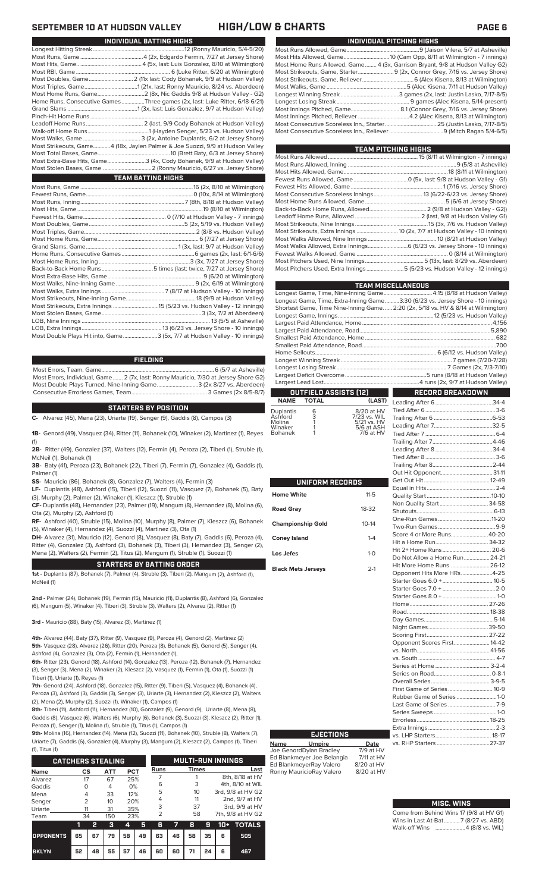## SEPTEMBER 10 AT HUDSON VALLEY — HIGH/LOW & CHARTS

### INDIVIDUAL BATTING HIGHS

| | |
|---|---|
| Longest Hitting Streak | 12 (Ronny Mauricio, 5/4-5/20) |
| Most Runs, Game | 4 (2x, Edgardo Fermin, 7/27 at Jersey Shore) |
| Most Hits, Game | 4 (5x, last: Luis Gonzalez, 8/10 at Wilmington) |
| Most RBI, Game | 6 (Luke Ritter, 6/20 at Wilmington) |
| Most Doubles, Game | 2 (11x last: Cody Bohanek, 9/9 at Hudson Valley) |
| Most Triples, Game | 1 (21x, last: Ronny Mauricio, 8/24 vs. Aberdeen) |
| Most Home Runs, Game | 2 (8x, Nic Gaddis 9/8 at Hudson Valley - G2) |
| Home Runs, Consecutive Games | Three games (2x, last: Luke Ritter, 6/18-6/21) |
| Grand Slams | 1 (3x, last: Luis Gonzalez, 9/7 at Hudson Valley) |
| Pinch-Hit Home Runs | |
| Leadoff Home Runs | 2 (last, 9/9 Cody Bohanek at Hudson Valley) |
| Walk-off Home Runs | 1 (Hayden Senger, 5/23 vs. Hudson Valley) |
| Most Walks, Game | 3 (2x, Antoine Duplantis, 6/2 at Jersey Shore) |
| Most Strikeouts, Game | 4 (18x, Jaylen Palmer & Joe Suozzi, 9/9 at Hudson Valley |
| Most Total Bases, Game | 10 (Brett Baty, 6/3 at Jersey Shore) |
| Most Extra-Base Hits, Game | 3 (4x, Cody Bohanek, 9/9 at Hudson Valley) |
| Most Stolen Bases, Game | 2 (Ronny Mauricio, 6/27 vs. Jersey Shore) |

### TEAM BATTING HIGHS

| | |
|---|---|
| Most Runs, Game | 16 (2x, 8/10 at Wilmington) |
| Fewest Runs, Game | 0 (10x, 8/14 at Wilmington) |
| Most Runs, Inning | 7 (8th, 8/18 at Hudson Valley) |
| Most Hits, Game | 19 (8/10 at Wilmington) |
| Fewest Hits, Game | 0 (7/10 at Hudson Valley - 7 innings) |
| Most Doubles, Game | 5 (2x, 5/19 vs. Hudson Valley) |
| Most Triples, Game | 2 (8/18 vs. Hudson Valley) |
| Most Home Runs, Game | 6 (7/27 at Jersey Shore) |
| Grand Slams, Game | 1 (3x, last: 9/7 at Hudson Valley) |
| Home Runs, Consecutive Games | 6 games (2x, last: 6/1-6/6) |
| Most Home Runs, Inning | 3 (3x, 7/27 at Jersey Shore) |
| Back-to-Back Home Runs | 5 times (last: twice, 7/27 at Jersey Shore) |
| Most Extra-Base Hits, Game | 9 (6/20 at Wilmington) |
| Most Walks, Nine-Inning Game | 9 (2x, 6/19 at Wilmington) |
| Most Walks, Extra Innings | 7 (8/17 at Hudson Valley - 10 innings) |
| Most Strikeouts, Nine-Inning Game | 18 (9/9 at Hudson Valley) |
| Most Strikeouts, Extra Innings | 15 (5/23 vs. Hudson Valley - 12 innings) |
| Most Stolen Bases, Game | 3 (3x, 7/2 at Aberdeen) |
| LOB, Nine Innings | 13 (5/5 at Asheville) |
| LOB, Extra Innings | 13 (6/23 vs. Jersey Shore - 10 innings) |
| Most Double Plays Hit into, Game | 3 (5x, 7/7 at Hudson Valley - 10 innings) |

### FIELDING

| | |
|---|---|
| Most Errors, Team, Game | 6 (5/7 at Asheville) |
| Most Errors, Individual, Game | 2 (7x, last: Ronny Mauricio, 7/30 at Jersey Shore G2) |
| Most Double Plays Turned, Nine-Inning Game | 3 (2x 8/27 vs. Aberdeen) |
| Consecutive Errorless Games, Team | 3 Games (2x 8/5-8/7) |

### STARTERS BY POSITION

**C-** Alvarez (45), Mena (23), Uriarte (19), Senger (9), Gaddis (8), Campos (3)

**1B-** Genord (49), Vasquez (34), Ritter (11), Bohanek (10), Winaker (2), Martinez (1), Reyes (1)

**2B-** Ritter (49), Gonzalez (37), Walters (12), Fermin (4), Peroza (2), Tiberi (1), Struble (1), McNeil (1), Bohanek (1)

**3B-** Baty (41), Peroza (23), Bohanek (22), Tiberi (7), Fermin (7), Gonzalez (4), Gaddis (1), Palmer (1)

**SS-** Mauricio (86), Bohanek (8), Gonzalez (7), Walters (4), Fermin (3)

**LF-** Duplantis (48), Ashford (15), Tiberi (12), Suozzi (11), Vasquez (7), Bohanek (5), Baty (3), Murphy (2), Palmer (2), Winaker (1), Kleszcz (1), Struble (1)

**CF-** Duplantis (48), Hernandez (23), Palmer (19), Mangum (8), Hernandez (8), Molina (6), Ota (2), Murphy (2), Ashford (1)

**RF-** Ashford (40), Struble (15), Molina (10), Murphy (8), Palmer (7), Kleszcz (6), Bohanek (5), Winaker (4), Hernandez (4), Suozzi (4), Martinez (3), Ota (1)

**DH-** Alvarez (31), Mauricio (12), Genord (8), Vasquez (8), Baty (7), Gaddis (6), Peroza (4), Ritter (4), Gonzalez (3), Ashford (3), Bohanek (3), Tiberi (3), Hernandez (3), Senger (2), Mena (2), Walters (2), Fermin (2), Titus (2), Mangum (1), Struble (1), Suozzi (1)

### STARTERS BY BATTING ORDER

**1st -** Duplantis (87), Bohanek (7), Palmer (4), Struble (3), Tiberi (2), Mangum (2), Ashford (1), McNeil (1)

**2nd -** Palmer (24), Bohanek (19), Fermin (15), Mauricio (11), Duplantis (8), Ashford (6), Gonzalez (6), Mangum (5), Winaker (4), Tiberi (3), Struble (3), Walters (2), Alvarez (2), Ritter (1)

**3rd -** Mauricio (88), Baty (15), Alvarez (3), Martinez (1)

**4th-** Alvarez (44), Baty (37), Ritter (9), Vasquez (9), Peroza (4), Genord (2), Martinez (2)
**5th-** Vasquez (28), Alvarez (26), Ritter (20), Peroza (8), Bohanek (5), Genord (5), Senger (4), Ashford (4), Gonzalez (3), Ota (2), Fermin (1), Hernandez (1),

**6th-** Ritter (23), Genord (18), Ashford (10), Gonzalez (13), Peroza (12), Bohanek (7), Hernandez (3), Senger (3), Mena (2), Winaker (2), Kleszcz (2), Vasquez (1), Fermin (1), Ota (1), Suozzi (1) Tiberi (1), Uriarte (1), Reyes (1)

**7th-** Genord (24), Ashford (18), Gonzalez (15), Ritter (9), Tiberi (5), Vasquez (4), Bohanek (4), Peroza (3), Ashford (3), Gaddis (3), Senger (3), Uriarte (3), Hernandez (2), Kleszcz (2), Walters (2), Mena (2), Murphy (2), Suozzi (1), Winaker (1), Campos (1)

**8th-** Tiberi (11), Ashford (11), Hernandez (10), Gonzalez (9), Genord (9), Uriarte (8), Mena (8), Gaddis (8), Vasquez (6), Walters (6), Murphy (6), Bohanek (3), Suozzi (3), Kleszcz (2), Ritter (1), Peroza (1), Senger (1), Molina (1), Struble (1), Titus (1), Campos (1)

**9th-** Molina (16), Hernandez (14), Mena (12), Suozzi (11), Bohanek (10), Struble (8), Walters (7), Uriarte (7), Gaddis (6), Gonzalez (4), Murphy (3), Mangum (2), Kleszcz (2), Campos (1), Tiberi (1), Titus (1)

### CATCHERS STEALING

| Name | CS | ATT | PCT |
|---|---|---|---|
| Alvarez | 17 | 67 | 25% |
| Gaddis | 0 | 4 | 0% |
| Mena | 4 | 33 | 12% |
| Senger | 2 | 10 | 20% |
| Uriarte | 11 | 31 | 35% |
| Team | 34 | 150 | 23% |

### MULTI-RUN INNINGS

| Runs | Times | Last |
|---|---|---|
| 7 | 1 | 8th, 8/18 at HV |
| 6 | 3 | 4th, 8/10 at WIL |
| 5 | 10 | 3rd, 9/8 at HV G2 |
| 4 | 11 | 2nd, 9/7 at HV |
| 3 | 37 | 3rd, 9/9 at HV |
| 2 | 58 | 7th, 9/8 at HV G2 |

| | 1 | 2 | 3 | 4 | 5 | 6 | 7 | 8 | 9 | 10+ | TOTALS |
|---|---|---|---|---|---|---|---|---|---|---|---|
| OPPONENTS | 65 | 67 | 79 | 58 | 49 | 63 | 46 | 58 | 35 | 6 | 505 |
| BKLYN | 52 | 48 | 55 | 57 | 46 | 60 | 60 | 71 | 24 | 6 | 467 |

### INDIVIDUAL PITCHING HIGHS

| | |
|---|---|
| Most Runs Allowed, Game | 9 (Jaison Vilera, 5/7 at Asheville) |
| Most Hits Allowed, Game | 10 (Cam Opp, 8/11 at Wilmington - 7 innings) |
| Most Home Runs Allowed, Game | 4 (3x, Garrison Bryant, 9/8 at Hudson Valley G2) |
| Most Strikeouts, Game, Starter | 9 (2x, Connor Grey, 7/16 vs. Jersey Shore) |
| Most Strikeouts, Game, Reliever | 6 (Alex Kisena, 8/13 at Wilmington) |
| Most Walks, Game | 5 (Alec Kisena, 7/11 at Hudson Valley) |
| Longest Winning Streak | 3 games (2x, last: Justin Lasko, 7/17-8/5) |
| Longest Losing Streak | 9 games (Alec Kisena, 5/14-present) |
| Most Innings Pitched, Game | 8.1 (Connor Grey, 7/16 vs. Jersey Shore) |
| Most Innings Pitched, Reliever | 4.2 (Alec Kisena, 8/13 at Wilmington) |
| Most Consecutive Scoreless Inn., Starter | 25 (Justin Lasko, 7/17-8/5) |
| Most Consecutive Scoreless Inn., Reliever | 9 (Mitch Ragan 5/4-6/5) |

### TEAM PITCHING HIGHS

| | |
|---|---|
| Most Runs Allowed | 15 (8/11 at Wilmington - 7 innings) |
| Most Runs Allowed, Inning | 9 (5/8 at Asheville) |
| Most Hits Allowed, Game | 18 (8/11 at Wilmington) |
| Fewest Runs Allowed, Game | 0 (5x, last: 9/8 at Hudson Valley - G1) |
| Fewest Hits Allowed, Game | 1 (7/16 vs. Jersey Shore) |
| Most Consecutive Scoreless Innings | 13 (6/22-6/23 vs. Jersey Shore) |
| Most Home Runs Allowed, Game | 5 (6/6 at Jersey Shore) |
| Back-to-Back Home Runs, Allowed | 2 (9/8 at Hudson Valley - G2)) |
| Leadoff Home Runs, Allowed | 2 (last, 9/8 at Hudson Valley G1) |
| Most Strikeouts, Nine Innings | 15 (3x, 7/6 vs. Hudson Valley) |
| Most Strikeouts, Extra Innings | 10 (2x, 7/7 at Hudson Valley - 10 innings) |
| Most Walks Allowed, Nine Innings | 10 (8/21 at Hudson Valley) |
| Most Walks Allowed, Extra Innings | 6 (6/23 vs. Jersey Shore - 10 innings) |
| Fewest Walks Allowed, Game | 0 (8/14 at Wilmington) |
| Most Pitchers Used, Nine Innings | 5 (13x, last: 8/29 vs. Aberdeen) |
| Most Pitchers Used, Extra Innings | 5 (5/23 vs. Hudson Valley - 12 innings) |

### TEAM MISCELLANEOUS

| | |
|---|---|
| Longest Game, Time, Nine-Inning Game | 4:15 (8/18 at Hudson Valley) |
| Longest Game, Time, Extra-Inning Game | 3:30 (6/23 vs. Jersey Shore - 10 innings) |
| Shortest Game, Time, Nine-Inning Game | 2:20 (2x, 5/18 vs. HV & 8/14 at Wilmington) |
| Longest Game, Innings | 12 (5/23 vs. Hudson Valley) |
| Largest Paid Attendance, Home | 4,156 |
| Largest Paid Attendance, Road | 5,890 |
| Smallest Paid Attendance, Home | 682 |
| Smallest Paid Attendance, Road | 700 |
| Home Sellouts | 6 (6/12 vs. Hudson Valley) |
| Longest Winning Streak | 7 games (7/20-7/28) |
| Longest Losing Streak | 7 Games (2x, 7/3-7/10) |
| Largest Deficit Overcome | 5 runs (8/18 at Hudson Valley) |
| Largest Lead Lost | 4 runs (2x, 9/7 at Hudson Valley) |

### OUTFIELD ASSISTS (12)

| NAME | TOTAL | (LAST) |
|---|---|---|
| Duplantis | 6 | 8/20 at HV |
| Ashford | 3 | 7/23 vs. WIL |
| Molina | 1 | 5/21 vs. HV |
| Winaker | 1 | 5/6 at ASH |
| Bohanek | 1 | 7/6 at HV |

### UNIFORM RECORDS

| | |
|---|---|
| Home White | 11-5 |
| Road Gray | 18-32 |
| Championship Gold | 10-14 |
| Coney Island | 1-4 |
| Los Jefes | 1-0 |
| Black Mets Jerseys | 2-1 |

### RECORD BREAKDOWN

| | |
|---|---|
| Leading After 6 | 34-4 |
| Tied After 6 | 3-6 |
| Trailing After 6 | 6-53 |
| Leading After 7 | 32-5 |
| Tied After 7 | 6-4 |
| Trailing After 7 | 4-46 |
| Leading After 8 | 34-4 |
| Tied After 8 | 3-6 |
| Trailing After 8 | 2-44 |
| Out Hit Opponent | 31-11 |
| Get Out Hit | 12-49 |
| Equal in Hits | 2-4 |
| Quality Start | 10-10 |
| Non Quality Start | 34-58 |
| Shutouts | 6-13 |
| One-Run Games | 11-20 |
| Two-Run Games | 9-9 |
| Score 4 or More Runs | 40-20 |
| Hit a Home Run | 34-32 |
| Hit 2+ Home Runs | 20-6 |
| Do Not Allow a Home Run | 24-21 |
| Hit More Home Runs | 26-12 |
| Opponent Hits More HRs | 4-25 |
| Starter Goes 6.0 + | 10-5 |
| Starter Goes 7.0 + | 2-0 |
| Starter Goes 8.0 + | 1-0 |
| Home | 27-26 |
| Road | 18-38 |
| Day Games | 5-14 |
| Night Games | 39-50 |
| Scoring First | 27-22 |
| Opponent Scores First | 14-42 |
| vs. North | 41-56 |
| vs. South | 4-7 |
| Series at Home | 3-2-4 |
| Series on Road | 0-8-1 |
| Overall Series | 3-9-5 |
| First Game of Series | 10-9 |
| Rubber Game of Series | 1-0 |
| Last Game of Series | 7-9 |
| Series Sweeps | 1-0 |
| Errorless | 18-25 |
| Extra Innings | 2-3 |
| vs. LHP Starters | 18-17 |
| vs. RHP Starters | 27-37 |

### EJECTIONS

| Name | Umpire | Date |
|---|---|---|
| Joe Genord | Dylan Bradley | 7/9 at HV |
| Ed Blankmeyer | Joe Belangia | 7/11 at HV |
| Ed Blankmeyer | Ray Valero | 8/20 at HV |
| Ronny Mauricio | Ray Valero | 8/20 at HV |

### MISC. WINS

| | |
|---|---|
| Come from Behind Wins | 17 (9/8 at HV G1) |
| Wins in Last At-Bat | 7 (8/27 vs. ABD) |
| Walk-off Wins | 4 (8/8 vs. WIL) |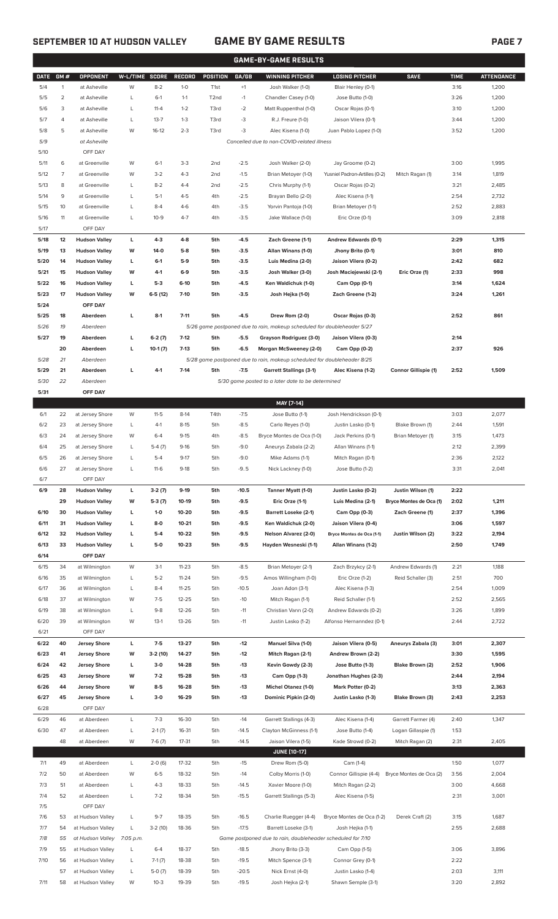# SEPTEMBER 10 AT HUDSON VALLEY — GAME BY GAME RESULTS

## GAME-BY-GAME RESULTS

| DATE | GM # | OPPONENT | W-L/TIME | SCORE | RECORD | POSITION | GA/GB | WINNING PITCHER | LOSING PITCHER | SAVE | TIME | ATTENDANCE |
|---|---|---|---|---|---|---|---|---|---|---|---|---|
| 5/4 | 1 | at Asheville | W | 8-2 | 1-0 | T1st | +1 | Josh Walker (1-0) | Blair Henley (0-1) | | 3:16 | 1,200 |
| 5/5 | 2 | at Asheville | L | 6-1 | 1-1 | T2nd | -1 | Chandler Casey (1-0) | Jose Butto (1-0) | | 3:26 | 1,200 |
| 5/6 | 3 | at Asheville | L | 11-4 | 1-2 | T3rd | -2 | Matt Ruppenthal (1-0) | Oscar Rojas (0-1) | | 3:10 | 1,200 |
| 5/7 | 4 | at Asheville | L | 13-7 | 1-3 | T3rd | -3 | R.J. Freure (1-0) | Jaison Vilera (0-1) | | 3:44 | 1,200 |
| 5/8 | 5 | at Asheville | W | 16-12 | 2-3 | T3rd | -3 | Alec Kisena (1-0) | Juan Pablo Lopez (1-0) | | 3:52 | 1,200 |
| 5/9 | | at Asheville | | | | | | Cancelled due to non-COVID-related illness | | | | |
| 5/10 | | OFF DAY | | | | | | | | | | |
| 5/11 | 6 | at Greenville | W | 6-1 | 3-3 | 2nd | -2.5 | Josh Walker (2-0) | Jay Groome (0-2) | | 3:00 | 1,995 |
| 5/12 | 7 | at Greenville | W | 3-2 | 4-3 | 2nd | -1.5 | Brian Metoyer (1-0) | Yusniel Padron-Artilles (0-2) | Mitch Ragan (1) | 3:14 | 1,819 |
| 5/13 | 8 | at Greenville | L | 8-2 | 4-4 | 2nd | -2.5 | Chris Murphy (1-1) | Oscar Rojas (0-2) | | 3:21 | 2,485 |
| 5/14 | 9 | at Greenville | L | 5-1 | 4-5 | 4th | -2.5 | Brayan Bello (2-0) | Alec Kisena (1-1) | | 2:54 | 2,732 |
| 5/15 | 10 | at Greenville | L | 8-4 | 4-6 | 4th | -3.5 | Yorvin Pantoja (1-0) | Brian Metoyer (1-1) | | 2:52 | 2,883 |
| 5/16 | 11 | at Greenville | L | 10-9 | 4-7 | 4th | -3.5 | Jake Wallace (1-0) | Eric Orze (0-1) | | 3:09 | 2,818 |
| 5/17 | | OFF DAY | | | | | | | | | | |
| **5/18** | **12** | **Hudson Valley** | **L** | **4-3** | **4-8** | **5th** | **-4.5** | **Zach Greene (1-1)** | **Andrew Edwards (0-1)** | | **2:29** | **1,315** |
| **5/19** | **13** | **Hudson Valley** | **W** | **14-0** | **5-8** | **5th** | **-3.5** | **Allan Winans (1-0)** | **Jhony Brito (0-1)** | | **3:01** | **810** |
| **5/20** | **14** | **Hudson Valley** | **L** | **6-1** | **5-9** | **5th** | **-3.5** | **Luis Medina (2-0)** | **Jaison Vilera (0-2)** | | **2:42** | **682** |
| **5/21** | **15** | **Hudson Valley** | **W** | **4-1** | **6-9** | **5th** | **-3.5** | **Josh Walker (3-0)** | **Josh Maciejewski (2-1)** | **Eric Orze (1)** | **2:33** | **998** |
| **5/22** | **16** | **Hudson Valley** | **L** | **5-3** | **6-10** | **5th** | **-4.5** | **Ken Waldichuk (1-0)** | **Cam Opp (0-1)** | | **3:14** | **1,624** |
| **5/23** | **17** | **Hudson Valley** | **W** | **6-5 (12)** | **7-10** | **5th** | **-3.5** | **Josh Hejka (1-0)** | **Zach Greene (1-2)** | | **3:24** | **1,261** |
| **5/24** | | **OFF DAY** | | | | | | | | | | |
| **5/25** | **18** | **Aberdeen** | **L** | **8-1** | **7-11** | **5th** | **-4.5** | **Drew Rom (2-0)** | **Oscar Rojas (0-3)** | | **2:52** | **861** |
| *5/26* | *19* | *Aberdeen* | | | | | | *5/26 game postponed due to rain, makeup scheduled for doubleheader 5/27* | | | | |
| **5/27** | **19** | **Aberdeen** | **L** | **6-2 (7)** | **7-12** | **5th** | **-5.5** | **Grayson Rodriguez (3-0)** | **Jaison Vilera (0-3)** | | **2:14** | |
| | **20** | **Aberdeen** | **L** | **10-1 (7)** | **7-13** | **5th** | **-6.5** | **Morgan McSweeney (2-0)** | **Cam Opp (0-2)** | | **2:37** | **926** |
| *5/28* | *21* | *Aberdeen* | | | | | | *5/28 game postponed due to rain, makeup scheduled for doubleheader 8/25* | | | | |
| **5/29** | **21** | **Aberdeen** | **L** | **4-1** | **7-14** | **5th** | **-7.5** | **Garrett Stallings (3-1)** | **Alec Kisena (1-2)** | **Connor Gillispie (1)** | **2:52** | **1,509** |
| *5/30* | *22* | *Aberdeen* | | | | | | *5/30 game posted to a later date to be determined* | | | | |
| **5/31** | | **OFF DAY** | | | | | | | | | | |
| | | | | | | | | **MAY [7-14]** | | | | |
| 6/1 | 22 | at Jersey Shore | W | 11-5 | 8-14 | T4th | -7.5 | Jose Butto (1-1) | Josh Hendrickson (0-1) | | 3:03 | 2,077 |
| 6/2 | 23 | at Jersey Shore | L | 4-1 | 8-15 | 5th | -8.5 | Carlo Reyes (1-0) | Justin Lasko (0-1) | Blake Brown (1) | 2:44 | 1,591 |
| 6/3 | 24 | at Jersey Shore | W | 6-4 | 9-15 | 4th | -8.5 | Bryce Montes de Oca (1-0) | Jack Perkins (0-1) | Brian Metoyer (1) | 3:15 | 1,473 |
| 6/4 | 25 | at Jersey Shore | L | 5-4 (7) | 9-16 | 5th | -9.0 | Aneurys Zabala (2-2) | Allan Winans (1-1) | | 2:12 | 2,399 |
| 6/5 | 26 | at Jersey Shore | L | 5-4 | 9-17 | 5th | -9.0 | Mike Adams (1-1) | Mitch Ragan (0-1) | | 2:36 | 2,122 |
| 6/6 | 27 | at Jersey Shore | L | 11-6 | 9-18 | 5th | -9..5 | Nick Lackney (1-0) | Jose Butto (1-2) | | 3:31 | 2,041 |
| 6/7 | | OFF DAY | | | | | | | | | | |
| **6/9** | **28** | **Hudson Valley** | **L** | **3-2 (7)** | **9-19** | **5th** | **-10.5** | **Tanner Myatt (1-0)** | **Justin Lasko (0-2)** | **Justin Wilson (1)** | **2:22** | |
| | **29** | **Hudson Valley** | **W** | **5-3 (7)** | **10-19** | **5th** | **-9.5** | **Eric Orze (1-1)** | **Luis Medina (2-1)** | **Bryce Montes de Oca (1)** | **2:02** | **1,211** |
| **6/10** | **30** | **Hudson Valley** | **L** | **1-0** | **10-20** | **5th** | **-9.5** | **Barrett Loseke (2-1)** | **Cam Opp (0-3)** | **Zach Greene (1)** | **2:37** | **1,396** |
| **6/11** | **31** | **Hudson Valley** | **L** | **8-0** | **10-21** | **5th** | **-9.5** | **Ken Waldichuk (2-0)** | **Jaison Vilera (0-4)** | | **3:06** | **1,597** |
| **6/12** | **32** | **Hudson Valley** | **L** | **5-4** | **10-22** | **5th** | **-9.5** | **Nelson Alvarez (2-0)** | **Bryce Montes de Oca (1-1)** | **Justin Wilson (2)** | **3:22** | **2,194** |
| **6/13** | **33** | **Hudson Valley** | **L** | **5-0** | **10-23** | **5th** | **-9.5** | **Hayden Wesneski (1-1)** | **Allan Winans (1-2)** | | **2:50** | **1,749** |
| **6/14** | | **OFF DAY** | | | | | | | | | | |
| 6/15 | 34 | at Wilmington | W | 3-1 | 11-23 | 5th | -8.5 | Brian Metoyer (2-1) | Zach Brzykcy (2-1) | Andrew Edwards (1) | 2:21 | 1,188 |
| 6/16 | 35 | at Wilmington | L | 5-2 | 11-24 | 5th | -9.5 | Amos Willingham (1-0) | Eric Orze (1-2) | Reid Schaller (3) | 2:51 | 700 |
| 6/17 | 36 | at Wilmington | L | 8-4 | 11-25 | 5th | -10.5 | Joan Adon (3-1) | Alec Kisena (1-3) | | 2:54 | 1,009 |
| 6/18 | 37 | at Wilmington | W | 7-5 | 12-25 | 5th | -10 | Mitch Ragan (1-1) | Reid Schaller (1-1) | | 2:52 | 2,565 |
| 6/19 | 38 | at Wilmington | L | 9-8 | 12-26 | 5th | -11 | Christian Vann (2-0) | Andrew Edwards (0-2) | | 3:26 | 1,899 |
| 6/20 | 39 | at Wilmington | W | 13-1 | 13-26 | 5th | -11 | Justin Lasko (1-2) | Alfonso Hernanndez (0-1) | | 2:44 | 2,722 |
| 6/21 | | OFF DAY | | | | | | | | | | |
| **6/22** | **40** | **Jersey Shore** | **L** | **7-5** | **13-27** | **5th** | **-12** | **Manuel Silva (1-0)** | **Jaison Vilera (0-5)** | **Aneurys Zabala (3)** | **3:01** | **2,307** |
| **6/23** | **41** | **Jersey Shore** | **W** | **3-2 (10)** | **14-27** | **5th** | **-12** | **Mitch Ragan (2-1)** | **Andrew Brown (2-2)** | | **3:30** | **1,595** |
| **6/24** | **42** | **Jersey Shore** | **L** | **3-0** | **14-28** | **5th** | **-13** | **Kevin Gowdy (2-3)** | **Jose Butto (1-3)** | **Blake Brown (2)** | **2:52** | **1,906** |
| **6/25** | **43** | **Jersey Shore** | **W** | **7-2** | **15-28** | **5th** | **-13** | **Cam Opp (1-3)** | **Jonathan Hughes (2-3)** | | **2:44** | **2,194** |
| **6/26** | **44** | **Jersey Shore** | **W** | **8-5** | **16-28** | **5th** | **-13** | **Michel Otanez (1-0)** | **Mark Potter (0-2)** | | **3:13** | **2,363** |
| **6/27** | **45** | **Jersey Shore** | **L** | **3-0** | **16-29** | **5th** | **-13** | **Dominic Pipkin (2-0)** | **Justin Lasko (1-3)** | **Blake Brown (3)** | **2:43** | **2,253** |
| 6/28 | | OFF DAY | | | | | | | | | | |
| 6/29 | 46 | at Aberdeen | L | 7-3 | 16-30 | 5th | -14 | Garrett Stallings (4-3) | Alec Kisena (1-4) | Garrett Farmer (4) | 2:40 | 1,347 |
| 6/30 | 47 | at Aberdeen | L | 2-1 (7) | 16-31 | 5th | -14.5 | Clayton McGinness (1-1) | Jose Butto (1-4) | Logan Gillaspie (1) | 1:53 | |
| | 48 | at Aberdeen | W | 7-6 (7) | 17-31 | 5th | -14.5 | Jaison Vilera (1-5) | Kade Strowd (0-2) | Mitch Ragan (2) | 2:31 | 2,405 |
| | | | | | | | | **JUNE [10-17]** | | | | |
| 7/1 | 49 | at Aberdeen | L | 2-0 (6) | 17-32 | 5th | -15 | Drew Rom (5-0) | Cam (1-4) | | 1:50 | 1,077 |
| 7/2 | 50 | at Aberdeen | W | 6-5 | 18-32 | 5th | -14 | Colby Morris (1-0) | Connor Gillispie (4-4) | Bryce Montes de Oca (2) | 3:56 | 2,004 |
| 7/3 | 51 | at Aberdeen | L | 4-3 | 18-33 | 5th | -14.5 | Xavier Moore (1-0) | Mitch Ragan (2-2) | | 3:00 | 4,668 |
| 7/4 | 52 | at Aberdeen | L | 7-2 | 18-34 | 5th | -15.5 | Garrett Stallings (5-3) | Alec Kisena (1-5) | | 2:31 | 3,001 |
| 7/5 | | OFF DAY | | | | | | | | | | |
| 7/6 | 53 | at Hudson Valley | L | 9-7 | 18-35 | 5th | -16.5 | Charlie Ruegger (4-4) | Bryce Montes de Oca (1-2) | Derek Craft (2) | 3:15 | 1,687 |
| 7/7 | 54 | at Hudson Valley | L | 3-2 (10) | 18-36 | 5th | -17.5 | Barrett Loseke (3-1) | Josh Hejka (1-1) | | 2:55 | 2,688 |
| *7/8* | *55* | *at Hudson Valley* | *7:05 p.m.* | | | | | *Game postponed due to rain, doubleheader scheduled for 7/10* | | | | |
| 7/9 | 55 | at Hudson Valley | L | 6-4 | 18-37 | 5th | -18.5 | Jhony Brito (3-3) | Cam Opp (1-5) | | 3:06 | 3,896 |
| 7/10 | 56 | at Hudson Valley | L | 7-1 (7) | 18-38 | 5th | -19.5 | Mitch Spence (3-1) | Connor Grey (0-1) | | 2:22 | |
| | 57 | at Hudson Valley | L | 5-0 (7) | 18-39 | 5th | -20.5 | Nick Ernst (4-0) | Justin Lasko (1-4) | | 2:03 | 3,111 |
| 7/11 | 58 | at Hudson Valley | W | 10-3 | 19-39 | 5th | -19.5 | Josh Hejka (2-1) | Shawn Semple (3-1) | | 3:20 | 2,892 |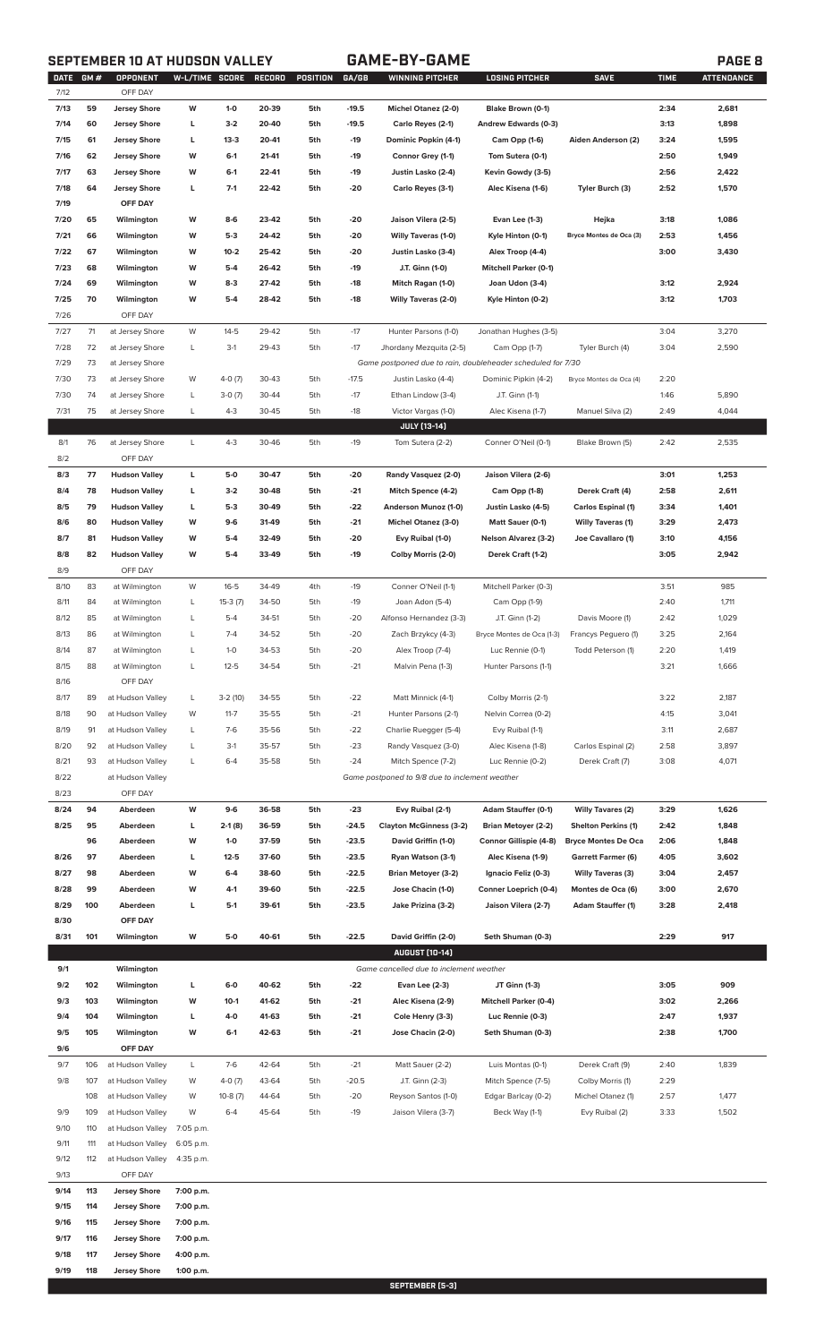# SEPTEMBER 10 AT HUDSON VALLEY — GAME-BY-GAME

| DATE | GM # | OPPONENT | W-L/TIME | SCORE | RECORD | POSITION | GA/GB | WINNING PITCHER | LOSING PITCHER | SAVE | TIME | ATTENDANCE |
|---|---|---|---|---|---|---|---|---|---|---|---|---|
| 7/12 | | OFF DAY | | | | | | | | | | |
| 7/13 | 59 | Jersey Shore | W | 1-0 | 20-39 | 5th | -19.5 | Michel Otanez (2-0) | Blake Brown (0-1) | | 2:34 | 2,681 |
| 7/14 | 60 | Jersey Shore | L | 3-2 | 20-40 | 5th | -19.5 | Carlo Reyes (2-1) | Andrew Edwards (0-3) | | 3:13 | 1,898 |
| 7/15 | 61 | Jersey Shore | L | 13-3 | 20-41 | 5th | -19 | Dominic Popkin (4-1) | Cam Opp (1-6) | Aiden Anderson (2) | 3:24 | 1,595 |
| 7/16 | 62 | Jersey Shore | W | 6-1 | 21-41 | 5th | -19 | Connor Grey (1-1) | Tom Sutera (0-1) | | 2:50 | 1,949 |
| 7/17 | 63 | Jersey Shore | W | 6-1 | 22-41 | 5th | -19 | Justin Lasko (2-4) | Kevin Gowdy (3-5) | | 2:56 | 2,422 |
| 7/18 | 64 | Jersey Shore | L | 7-1 | 22-42 | 5th | -20 | Carlo Reyes (3-1) | Alec Kisena (1-6) | Tyler Burch (3) | 2:52 | 1,570 |
| 7/19 | | OFF DAY | | | | | | | | | | |
| 7/20 | 65 | Wilmington | W | 8-6 | 23-42 | 5th | -20 | Jaison Vilera (2-5) | Evan Lee (1-3) | Hejka | 3:18 | 1,086 |
| 7/21 | 66 | Wilmington | W | 5-3 | 24-42 | 5th | -20 | Willy Taveras (1-0) | Kyle Hinton (0-1) | Bryce Montes de Oca (3) | 2:53 | 1,456 |
| 7/22 | 67 | Wilmington | W | 10-2 | 25-42 | 5th | -20 | Justin Lasko (3-4) | Alex Troop (4-4) | | 3:00 | 3,430 |
| 7/23 | 68 | Wilmington | W | 5-4 | 26-42 | 5th | -19 | J.T. Ginn (1-0) | Mitchell Parker (0-1) | | | |
| 7/24 | 69 | Wilmington | W | 8-3 | 27-42 | 5th | -18 | Mitch Ragan (1-0) | Joan Udon (3-4) | | 3:12 | 2,924 |
| 7/25 | 70 | Wilmington | W | 5-4 | 28-42 | 5th | -18 | Willy Taveras (2-0) | Kyle Hinton (0-2) | | 3:12 | 1,703 |
| 7/26 | | OFF DAY | | | | | | | | | | |
| 7/27 | 71 | at Jersey Shore | W | 14-5 | 29-42 | 5th | -17 | Hunter Parsons (1-0) | Jonathan Hughes (3-5) | | 3:04 | 3,270 |
| 7/28 | 72 | at Jersey Shore | L | 3-1 | 29-43 | 5th | -17 | Jhordany Mezquita (2-5) | Cam Opp (1-7) | Tyler Burch (4) | 3:04 | 2,590 |
| 7/29 | 73 | at Jersey Shore | | | | | | Game postponed due to rain, doubleheader scheduled for 7/30 | | | | |
| 7/30 | 73 | at Jersey Shore | W | 4-0 (7) | 30-43 | 5th | -17.5 | Justin Lasko (4-4) | Dominic Pipkin (4-2) | Bryce Montes de Oca (4) | 2:20 | |
| 7/30 | 74 | at Jersey Shore | L | 3-0 (7) | 30-44 | 5th | -17 | Ethan Lindow (3-4) | J.T. Ginn (1-1) | | 1:46 | 5,890 |
| 7/31 | 75 | at Jersey Shore | L | 4-3 | 30-45 | 5th | -18 | Victor Vargas (1-0) | Alec Kisena (1-7) | Manuel Silva (2) | 2:49 | 4,044 |
| | | | | | | | | JULY [13-14] | | | | |
| 8/1 | 76 | at Jersey Shore | L | 4-3 | 30-46 | 5th | -19 | Tom Sutera (2-2) | Conner O'Neil (0-1) | Blake Brown (5) | 2:42 | 2,535 |
| 8/2 | | OFF DAY | | | | | | | | | | |
| 8/3 | 77 | Hudson Valley | L | 5-0 | 30-47 | 5th | -20 | Randy Vasquez (2-0) | Jaison Vilera (2-6) | | 3:01 | 1,253 |
| 8/4 | 78 | Hudson Valley | L | 3-2 | 30-48 | 5th | -21 | Mitch Spence (4-2) | Cam Opp (1-8) | Derek Craft (4) | 2:58 | 2,611 |
| 8/5 | 79 | Hudson Valley | L | 5-3 | 30-49 | 5th | -22 | Anderson Munoz (1-0) | Justin Lasko (4-5) | Carlos Espinal (1) | 3:34 | 1,401 |
| 8/6 | 80 | Hudson Valley | W | 9-6 | 31-49 | 5th | -21 | Michel Otanez (3-0) | Matt Sauer (0-1) | Willy Taveras (1) | 3:29 | 2,473 |
| 8/7 | 81 | Hudson Valley | W | 5-4 | 32-49 | 5th | -20 | Evy Ruibal (1-0) | Nelson Alvarez (3-2) | Joe Cavallaro (1) | 3:10 | 4,156 |
| 8/8 | 82 | Hudson Valley | W | 5-4 | 33-49 | 5th | -19 | Colby Morris (2-0) | Derek Craft (1-2) | | 3:05 | 2,942 |
| 8/9 | | OFF DAY | | | | | | | | | | |
| 8/10 | 83 | at Wilmington | W | 16-5 | 34-49 | 4th | -19 | Conner O'Neil (1-1) | Mitchell Parker (0-3) | | 3:51 | 985 |
| 8/11 | 84 | at Wilmington | L | 15-3 (7) | 34-50 | 5th | -19 | Joan Adon (5-4) | Cam Opp (1-9) | | 2:40 | 1,711 |
| 8/12 | 85 | at Wilmington | L | 5-4 | 34-51 | 5th | -20 | Alfonso Hernandez (3-3) | J.T. Ginn (1-2) | Davis Moore (1) | 2:42 | 1,029 |
| 8/13 | 86 | at Wilmington | L | 7-4 | 34-52 | 5th | -20 | Zach Brzykcy (4-3) | Bryce Montes de Oca (1-3) | Francys Peguero (1) | 3:25 | 2,164 |
| 8/14 | 87 | at Wilmington | L | 1-0 | 34-53 | 5th | -20 | Alex Troop (7-4) | Luc Rennie (0-1) | Todd Peterson (1) | 2:20 | 1,419 |
| 8/15 | 88 | at Wilmington | L | 12-5 | 34-54 | 5th | -21 | Malvin Pena (1-3) | Hunter Parsons (1-1) | | 3:21 | 1,666 |
| 8/16 | | OFF DAY | | | | | | | | | | |
| 8/17 | 89 | at Hudson Valley | L | 3-2 (10) | 34-55 | 5th | -22 | Matt Minnick (4-1) | Colby Morris (2-1) | | 3:22 | 2,187 |
| 8/18 | 90 | at Hudson Valley | W | 11-7 | 35-55 | 5th | -21 | Hunter Parsons (2-1) | Nelvin Correa (0-2) | | 4:15 | 3,041 |
| 8/19 | 91 | at Hudson Valley | L | 7-6 | 35-56 | 5th | -22 | Charlie Ruegger (5-4) | Evy Ruibal (1-1) | | 3:11 | 2,687 |
| 8/20 | 92 | at Hudson Valley | L | 3-1 | 35-57 | 5th | -23 | Randy Vasquez (3-0) | Alec Kisena (1-8) | Carlos Espinal (2) | 2:58 | 3,897 |
| 8/21 | 93 | at Hudson Valley | L | 6-4 | 35-58 | 5th | -24 | Mitch Spence (7-2) | Luc Rennie (0-2) | Derek Craft (7) | 3:08 | 4,071 |
| 8/22 | | at Hudson Valley | | | | | | Game postponed to 9/8 due to inclement weather | | | | |
| 8/23 | | OFF DAY | | | | | | | | | | |
| 8/24 | 94 | Aberdeen | W | 9-6 | 36-58 | 5th | -23 | Evy Ruibal (2-1) | Adam Stauffer (0-1) | Willy Tavares (2) | 3:29 | 1,626 |
| 8/25 | 95 | Aberdeen | L | 2-1 (8) | 36-59 | 5th | -24.5 | Clayton McGinness (3-2) | Brian Metoyer (2-2) | Shelton Perkins (1) | 2:42 | 1,848 |
| | 96 | Aberdeen | W | 1-0 | 37-59 | 5th | -23.5 | David Griffin (1-0) | Connor Gillispie (4-8) | Bryce Montes De Oca | 2:06 | 1,848 |
| 8/26 | 97 | Aberdeen | L | 12-5 | 37-60 | 5th | -23.5 | Ryan Watson (3-1) | Alec Kisena (1-9) | Garrett Farmer (6) | 4:05 | 3,602 |
| 8/27 | 98 | Aberdeen | W | 6-4 | 38-60 | 5th | -22.5 | Brian Metoyer (3-2) | Ignacio Feliz (0-3) | Willy Taveras (3) | 3:04 | 2,457 |
| 8/28 | 99 | Aberdeen | W | 4-1 | 39-60 | 5th | -22.5 | Jose Chacin (1-0) | Conner Loeprich (0-4) | Montes de Oca (6) | 3:00 | 2,670 |
| 8/29 | 100 | Aberdeen | L | 5-1 | 39-61 | 5th | -23.5 | Jake Prizina (3-2) | Jaison Vilera (2-7) | Adam Stauffer (1) | 3:28 | 2,418 |
| 8/30 | | OFF DAY | | | | | | | | | | |
| 8/31 | 101 | Wilmington | W | 5-0 | 40-61 | 5th | -22.5 | David Griffin (2-0) | Seth Shuman (0-3) | | 2:29 | 917 |
| | | | | | | | | AUGUST [10-14] | | | | |
| 9/1 | | Wilmington | | | | | | Game cancelled due to inclement weather | | | | |
| 9/2 | 102 | Wilmington | L | 6-0 | 40-62 | 5th | -22 | Evan Lee (2-3) | JT Ginn (1-3) | | 3:05 | 909 |
| 9/3 | 103 | Wilmington | W | 10-1 | 41-62 | 5th | -21 | Alec Kisena (2-9) | Mitchell Parker (0-4) | | 3:02 | 2,266 |
| 9/4 | 104 | Wilmington | L | 4-0 | 41-63 | 5th | -21 | Cole Henry (3-3) | Luc Rennie (0-3) | | 2:47 | 1,937 |
| 9/5 | 105 | Wilmington | W | 6-1 | 42-63 | 5th | -21 | Jose Chacin (2-0) | Seth Shuman (0-3) | | 2:38 | 1,700 |
| 9/6 | | OFF DAY | | | | | | | | | | |
| 9/7 | 106 | at Hudson Valley | L | 7-6 | 42-64 | 5th | -21 | Matt Sauer (2-2) | Luis Montas (0-1) | Derek Craft (9) | 2:40 | 1,839 |
| 9/8 | 107 | at Hudson Valley | W | 4-0 (7) | 43-64 | 5th | -20.5 | J.T. Ginn (2-3) | Mitch Spence (7-5) | Colby Morris (1) | 2:29 | |
| | 108 | at Hudson Valley | W | 10-8 (7) | 44-64 | 5th | -20 | Reyson Santos (1-0) | Edgar Barlcay (0-2) | Michel Otanez (1) | 2:57 | 1,477 |
| 9/9 | 109 | at Hudson Valley | W | 6-4 | 45-64 | 5th | -19 | Jaison Vilera (3-7) | Beck Way (1-1) | Evy Ruibal (2) | 3:33 | 1,502 |
| 9/10 | 110 | at Hudson Valley | 7:05 p.m. | | | | | | | | | |
| 9/11 | 111 | at Hudson Valley | 6:05 p.m. | | | | | | | | | |
| 9/12 | 112 | at Hudson Valley | 4:35 p.m. | | | | | | | | | |
| 9/13 | | OFF DAY | | | | | | | | | | |
| 9/14 | 113 | Jersey Shore | 7:00 p.m. | | | | | | | | | |
| 9/15 | 114 | Jersey Shore | 7:00 p.m. | | | | | | | | | |
| 9/16 | 115 | Jersey Shore | 7:00 p.m. | | | | | | | | | |
| 9/17 | 116 | Jersey Shore | 7:00 p.m. | | | | | | | | | |
| 9/18 | 117 | Jersey Shore | 4:00 p.m. | | | | | | | | | |
| 9/19 | 118 | Jersey Shore | 1:00 p.m. | | | | | | | | | |
| | | | | | | | | SEPTEMBER [5-3] | | | | |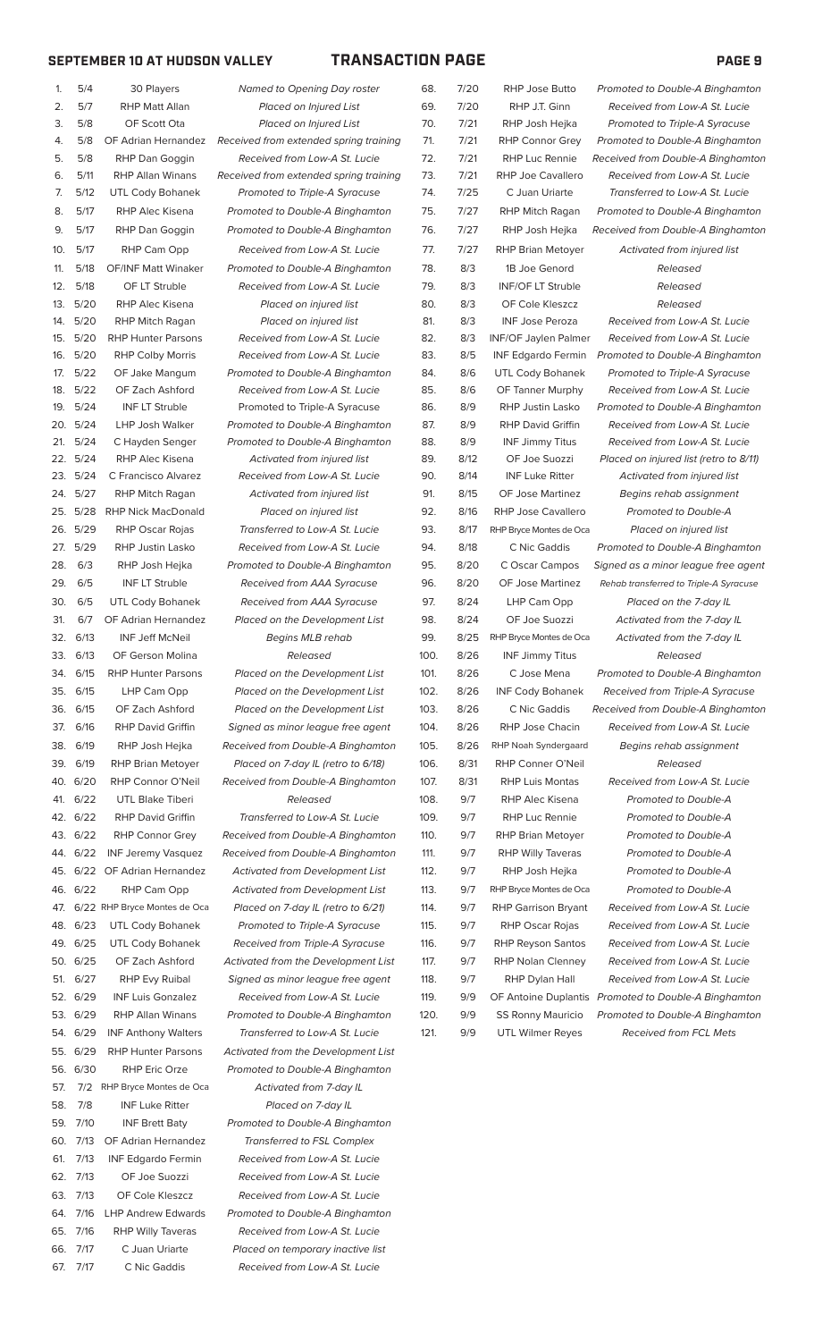# TRANSACTION PAGE

| | | | |
|---|---|---|---|
| 1. | 5/4 | 30 Players | *Named to Opening Day roster* |
| 2. | 5/7 | RHP Matt Allan | *Placed on Injured List* |
| 3. | 5/8 | OF Scott Ota | *Placed on Injured List* |
| 4. | 5/8 | OF Adrian Hernandez | *Received from extended spring training* |
| 5. | 5/8 | RHP Dan Goggin | *Received from Low-A St. Lucie* |
| 6. | 5/11 | RHP Allan Winans | *Received from extended spring training* |
| 7. | 5/12 | UTL Cody Bohanek | *Promoted to Triple-A Syracuse* |
| 8. | 5/17 | RHP Alec Kisena | *Promoted to Double-A Binghamton* |
| 9. | 5/17 | RHP Dan Goggin | *Promoted to Double-A Binghamton* |
| 10. | 5/17 | RHP Cam Opp | *Received from Low-A St. Lucie* |
| 11. | 5/18 | OF/INF Matt Winaker | *Promoted to Double-A Binghamton* |
| 12. | 5/18 | OF LT Struble | *Received from Low-A St. Lucie* |
| 13. | 5/20 | RHP Alec Kisena | *Placed on injured list* |
| 14. | 5/20 | RHP Mitch Ragan | *Placed on injured list* |
| 15. | 5/20 | RHP Hunter Parsons | *Received from Low-A St. Lucie* |
| 16. | 5/20 | RHP Colby Morris | *Received from Low-A St. Lucie* |
| 17. | 5/22 | OF Jake Mangum | *Promoted to Double-A Binghamton* |
| 18. | 5/22 | OF Zach Ashford | *Received from Low-A St. Lucie* |
| 19. | 5/24 | INF LT Struble | Promoted to Triple-A Syracuse |
| 20. | 5/24 | LHP Josh Walker | *Promoted to Double-A Binghamton* |
| 21. | 5/24 | C Hayden Senger | *Promoted to Double-A Binghamton* |
| 22. | 5/24 | RHP Alec Kisena | *Activated from injured list* |
| 23. | 5/24 | C Francisco Alvarez | *Received from Low-A St. Lucie* |
| 24. | 5/27 | RHP Mitch Ragan | *Activated from injured list* |
| 25. | 5/28 | RHP Nick MacDonald | *Placed on injured list* |
| 26. | 5/29 | RHP Oscar Rojas | *Transferred to Low-A St. Lucie* |
| 27. | 5/29 | RHP Justin Lasko | *Received from Low-A St. Lucie* |
| 28. | 6/3 | RHP Josh Hejka | *Promoted to Double-A Binghamton* |
| 29. | 6/5 | INF LT Struble | *Received from AAA Syracuse* |
| 30. | 6/5 | UTL Cody Bohanek | *Received from AAA Syracuse* |
| 31. | 6/7 | OF Adrian Hernandez | *Placed on the Development List* |
| 32. | 6/13 | INF Jeff McNeil | *Begins MLB rehab* |
| 33. | 6/13 | OF Gerson Molina | *Released* |
| 34. | 6/15 | RHP Hunter Parsons | *Placed on the Development List* |
| 35. | 6/15 | LHP Cam Opp | *Placed on the Development List* |
| 36. | 6/15 | OF Zach Ashford | *Placed on the Development List* |
| 37. | 6/16 | RHP David Griffin | *Signed as minor league free agent* |
| 38. | 6/19 | RHP Josh Hejka | *Received from Double-A Binghamton* |
| 39. | 6/19 | RHP Brian Metoyer | *Placed on 7-day IL (retro to 6/18)* |
| 40. | 6/20 | RHP Connor O'Neil | *Received from Double-A Binghamton* |
| 41. | 6/22 | UTL Blake Tiberi | *Released* |
| 42. | 6/22 | RHP David Griffin | *Transferred to Low-A St. Lucie* |
| 43. | 6/22 | RHP Connor Grey | *Received from Double-A Binghamton* |
| 44. | 6/22 | INF Jeremy Vasquez | *Received from Double-A Binghamton* |
| 45. | 6/22 | OF Adrian Hernandez | *Activated from Development List* |
| 46. | 6/22 | RHP Cam Opp | *Activated from Development List* |
| 47. | 6/22 | RHP Bryce Montes de Oca | *Placed on 7-day IL (retro to 6/21)* |
| 48. | 6/23 | UTL Cody Bohanek | *Promoted to Triple-A Syracuse* |
| 49. | 6/25 | UTL Cody Bohanek | *Received from Triple-A Syracuse* |
| 50. | 6/25 | OF Zach Ashford | *Activated from the Development List* |
| 51. | 6/27 | RHP Evy Ruibal | *Signed as minor league free agent* |
| 52. | 6/29 | INF Luis Gonzalez | *Received from Low-A St. Lucie* |
| 53. | 6/29 | RHP Allan Winans | *Promoted to Double-A Binghamton* |
| 54. | 6/29 | INF Anthony Walters | *Transferred to Low-A St. Lucie* |
| 55. | 6/29 | RHP Hunter Parsons | *Activated from the Development List* |
| 56. | 6/30 | RHP Eric Orze | *Promoted to Double-A Binghamton* |
| 57. | 7/2 | RHP Bryce Montes de Oca | *Activated from 7-day IL* |
| 58. | 7/8 | INF Luke Ritter | *Placed on 7-day IL* |
| 59. | 7/10 | INF Brett Baty | *Promoted to Double-A Binghamton* |
| 60. | 7/13 | OF Adrian Hernandez | *Transferred to FSL Complex* |
| 61. | 7/13 | INF Edgardo Fermin | *Received from Low-A St. Lucie* |
| 62. | 7/13 | OF Joe Suozzi | *Received from Low-A St. Lucie* |
| 63. | 7/13 | OF Cole Kleszcz | *Received from Low-A St. Lucie* |
| 64. | 7/16 | LHP Andrew Edwards | *Promoted to Double-A Binghamton* |
| 65. | 7/16 | RHP Willy Taveras | *Received from Low-A St. Lucie* |
| 66. | 7/17 | C Juan Uriarte | *Placed on temporary inactive list* |
| 67. | 7/17 | C Nic Gaddis | *Received from Low-A St. Lucie* |
| 68. | 7/20 | RHP Jose Butto | *Promoted to Double-A Binghamton* |
| 69. | 7/20 | RHP J.T. Ginn | *Received from Low-A St. Lucie* |
| 70. | 7/21 | RHP Josh Hejka | *Promoted to Triple-A Syracuse* |
| 71. | 7/21 | RHP Connor Grey | *Promoted to Double-A Binghamton* |
| 72. | 7/21 | RHP Luc Rennie | *Received from Double-A Binghamton* |
| 73. | 7/21 | RHP Joe Cavallero | *Received from Low-A St. Lucie* |
| 74. | 7/25 | C Juan Uriarte | *Transferred to Low-A St. Lucie* |
| 75. | 7/27 | RHP Mitch Ragan | *Promoted to Double-A Binghamton* |
| 76. | 7/27 | RHP Josh Hejka | *Received from Double-A Binghamton* |
| 77. | 7/27 | RHP Brian Metoyer | *Activated from injured list* |
| 78. | 8/3 | 1B Joe Genord | *Released* |
| 79. | 8/3 | INF/OF LT Struble | *Released* |
| 80. | 8/3 | OF Cole Kleszcz | *Released* |
| 81. | 8/3 | INF Jose Peroza | *Received from Low-A St. Lucie* |
| 82. | 8/3 | INF/OF Jaylen Palmer | *Received from Low-A St. Lucie* |
| 83. | 8/5 | INF Edgardo Fermin | *Promoted to Double-A Binghamton* |
| 84. | 8/6 | UTL Cody Bohanek | *Promoted to Triple-A Syracuse* |
| 85. | 8/6 | OF Tanner Murphy | *Received from Low-A St. Lucie* |
| 86. | 8/9 | RHP Justin Lasko | *Promoted to Double-A Binghamton* |
| 87. | 8/9 | RHP David Griffin | *Received from Low-A St. Lucie* |
| 88. | 8/9 | INF Jimmy Titus | *Received from Low-A St. Lucie* |
| 89. | 8/12 | OF Joe Suozzi | *Placed on injured list (retro to 8/11)* |
| 90. | 8/14 | INF Luke Ritter | *Activated from injured list* |
| 91. | 8/15 | OF Jose Martinez | *Begins rehab assignment* |
| 92. | 8/16 | RHP Jose Cavallero | *Promoted to Double-A* |
| 93. | 8/17 | RHP Bryce Montes de Oca | *Placed on injured list* |
| 94. | 8/18 | C Nic Gaddis | *Promoted to Double-A Binghamton* |
| 95. | 8/20 | C Oscar Campos | *Signed as a minor league free agent* |
| 96. | 8/20 | OF Jose Martinez | *Rehab transferred to Triple-A Syracuse* |
| 97. | 8/24 | LHP Cam Opp | *Placed on the 7-day IL* |
| 98. | 8/24 | OF Joe Suozzi | *Activated from the 7-day IL* |
| 99. | 8/25 | RHP Bryce Montes de Oca | *Activated from the 7-day IL* |
| 100. | 8/26 | INF Jimmy Titus | *Released* |
| 101. | 8/26 | C Jose Mena | *Promoted to Double-A Binghamton* |
| 102. | 8/26 | INF Cody Bohanek | *Received from Triple-A Syracuse* |
| 103. | 8/26 | C Nic Gaddis | *Received from Double-A Binghamton* |
| 104. | 8/26 | RHP Jose Chacin | *Received from Low-A St. Lucie* |
| 105. | 8/26 | RHP Noah Syndergaard | *Begins rehab assignment* |
| 106. | 8/31 | RHP Conner O'Neil | *Released* |
| 107. | 8/31 | RHP Luis Montas | *Received from Low-A St. Lucie* |
| 108. | 9/7 | RHP Alec Kisena | *Promoted to Double-A* |
| 109. | 9/7 | RHP Luc Rennie | *Promoted to Double-A* |
| 110. | 9/7 | RHP Brian Metoyer | *Promoted to Double-A* |
| 111. | 9/7 | RHP Willy Taveras | *Promoted to Double-A* |
| 112. | 9/7 | RHP Josh Hejka | *Promoted to Double-A* |
| 113. | 9/7 | RHP Bryce Montes de Oca | *Promoted to Double-A* |
| 114. | 9/7 | RHP Garrison Bryant | *Received from Low-A St. Lucie* |
| 115. | 9/7 | RHP Oscar Rojas | *Received from Low-A St. Lucie* |
| 116. | 9/7 | RHP Reyson Santos | *Received from Low-A St. Lucie* |
| 117. | 9/7 | RHP Nolan Clenney | *Received from Low-A St. Lucie* |
| 118. | 9/7 | RHP Dylan Hall | *Received from Low-A St. Lucie* |
| 119. | 9/9 | OF Antoine Duplantis | *Promoted to Double-A Binghamton* |
| 120. | 9/9 | SS Ronny Mauricio | *Promoted to Double-A Binghamton* |
| 121. | 9/9 | UTL Wilmer Reyes | *Received from FCL Mets* |